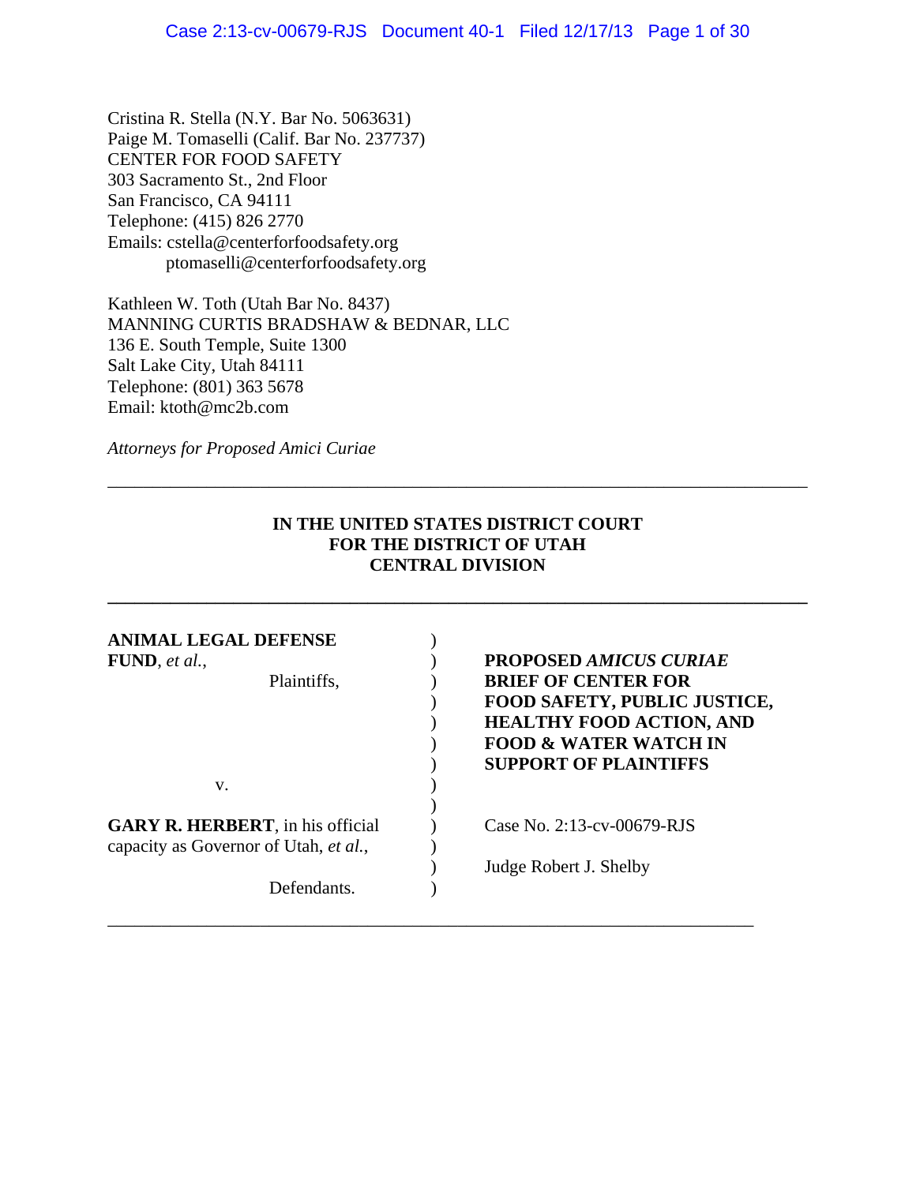Cristina R. Stella (N.Y. Bar No. 5063631)
Paige M. Tomaselli (Calif. Bar No. 237737)
CENTER FOR FOOD SAFETY
303 Sacramento St., 2nd Floor
San Francisco, CA 94111
Telephone: (415) 826 2770
Emails: cstella@centerforfoodsafety.org
ptomaselli@centerforfoodsafety.org

Kathleen W. Toth (Utah Bar No. 8437)
MANNING CURTIS BRADSHAW & BEDNAR, LLC
136 E. South Temple, Suite 1300
Salt Lake City, Utah 84111
Telephone: (801) 363 5678
Email: ktoth@mc2b.com

*Attorneys for Proposed Amici Curiae*

---

**IN THE UNITED STATES DISTRICT COURT**
**FOR THE DISTRICT OF UTAH**
**CENTRAL DIVISION**

---

| | |
|---|---|
| **ANIMAL LEGAL DEFENSE FUND**, *et al.*, Plaintiffs, | **PROPOSED *AMICUS CURIAE* BRIEF OF CENTER FOR FOOD SAFETY, PUBLIC JUSTICE, HEALTHY FOOD ACTION, AND FOOD & WATER WATCH IN SUPPORT OF PLAINTIFFS** |
| v. | |
| **GARY R. HERBERT**, in his official capacity as Governor of Utah, *et al.*, Defendants. | Case No. 2:13-cv-00679-RJS<br><br>Judge Robert J. Shelby |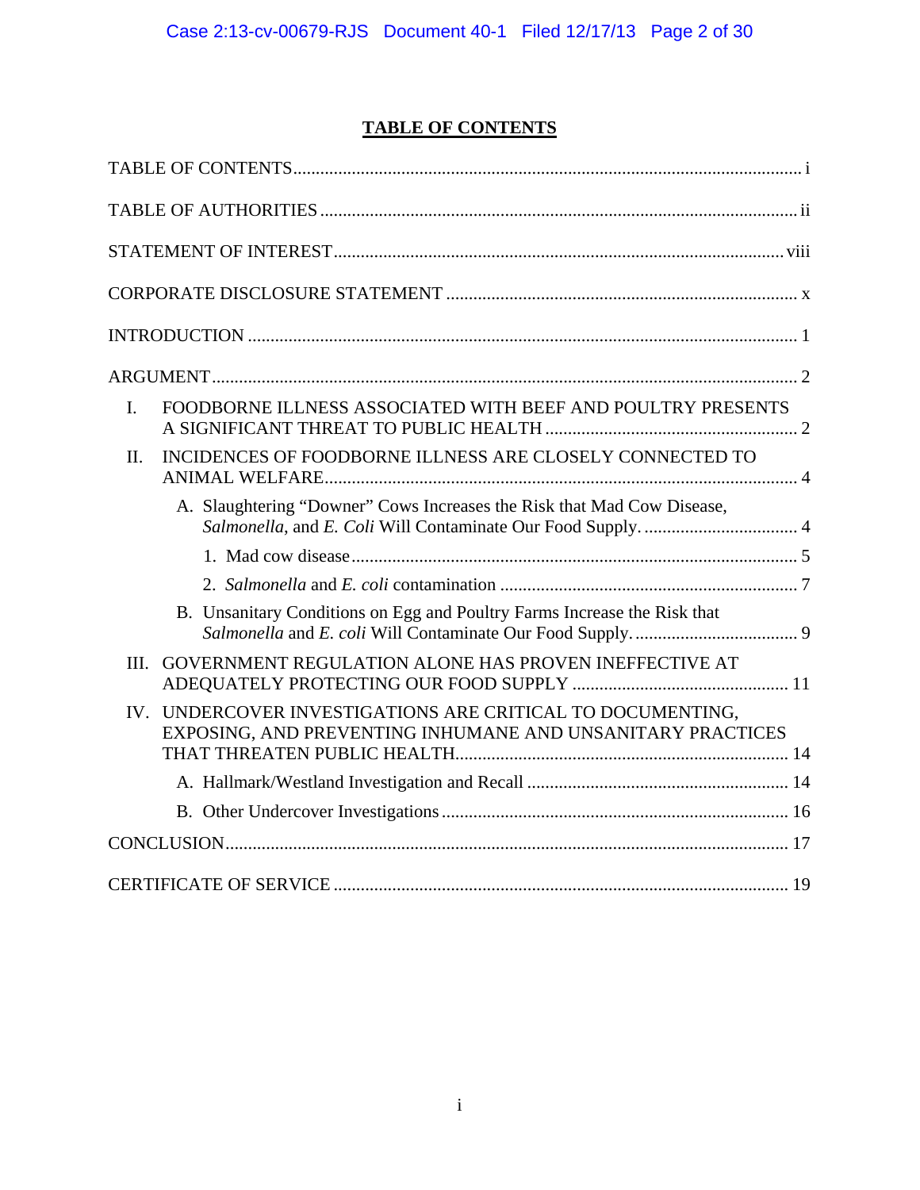# TABLE OF CONTENTS

TABLE OF CONTENTS ........................................................................................................ i

TABLE OF AUTHORITIES ................................................................................................. ii

STATEMENT OF INTEREST ........................................................................................... viii

CORPORATE DISCLOSURE STATEMENT ..................................................................... x

INTRODUCTION ................................................................................................................ 1

ARGUMENT ....................................................................................................................... 2

I. FOODBORNE ILLNESS ASSOCIATED WITH BEEF AND POULTRY PRESENTS A SIGNIFICANT THREAT TO PUBLIC HEALTH ........................................................ 2

II. INCIDENCES OF FOODBORNE ILLNESS ARE CLOSELY CONNECTED TO ANIMAL WELFARE ......................................................................................................... 4

   A. Slaughtering "Downer" Cows Increases the Risk that Mad Cow Disease, *Salmonella*, and *E. Coli* Will Contaminate Our Food Supply. .................................. 4

      1. Mad cow disease ............................................................................................... 5

      2. *Salmonella* and *E. coli* contamination .................................................................. 7

   B. Unsanitary Conditions on Egg and Poultry Farms Increase the Risk that *Salmonella* and *E. coli* Will Contaminate Our Food Supply. .................................... 9

III. GOVERNMENT REGULATION ALONE HAS PROVEN INEFFECTIVE AT ADEQUATELY PROTECTING OUR FOOD SUPPLY ............................................... 11

IV. UNDERCOVER INVESTIGATIONS ARE CRITICAL TO DOCUMENTING, EXPOSING, AND PREVENTING INHUMANE AND UNSANITARY PRACTICES THAT THREATEN PUBLIC HEALTH .......................................................................... 14

   A. Hallmark/Westland Investigation and Recall ......................................................... 14

   B. Other Undercover Investigations ........................................................................... 16

CONCLUSION .................................................................................................................. 17

CERTIFICATE OF SERVICE ........................................................................................... 19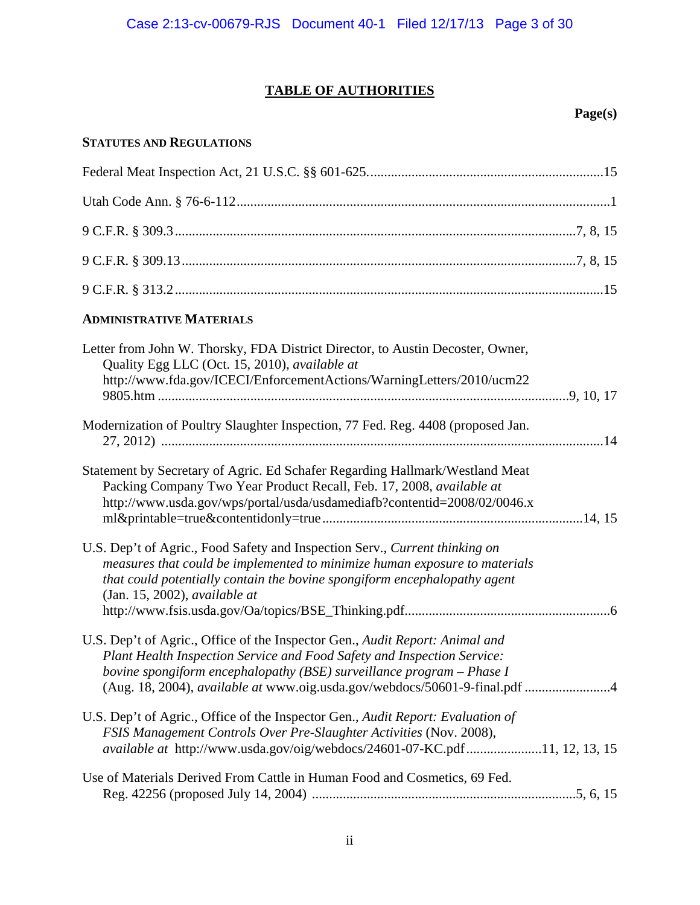## TABLE OF AUTHORITIES

**Page(s)**

**STATUTES AND REGULATIONS**

Federal Meat Inspection Act, 21 U.S.C. §§ 601-625. .......... 15

Utah Code Ann. § 76-6-112 .......... 1

9 C.F.R. § 309.3 .......... 7, 8, 15

9 C.F.R. § 309.13 .......... 7, 8, 15

9 C.F.R. § 313.2 .......... 15

**ADMINISTRATIVE MATERIALS**

Letter from John W. Thorsky, FDA District Director, to Austin Decoster, Owner, Quality Egg LLC (Oct. 15, 2010), *available at* http://www.fda.gov/ICECI/EnforcementActions/WarningLetters/2010/ucm229805.htm .......... 9, 10, 17

Modernization of Poultry Slaughter Inspection, 77 Fed. Reg. 4408 (proposed Jan. 27, 2012) .......... 14

Statement by Secretary of Agric. Ed Schafer Regarding Hallmark/Westland Meat Packing Company Two Year Product Recall, Feb. 17, 2008, *available at* http://www.usda.gov/wps/portal/usda/usdamediafb?contentid=2008/02/0046.xml&printable=true&contentidonly=true .......... 14, 15

U.S. Dep't of Agric., Food Safety and Inspection Serv., *Current thinking on measures that could be implemented to minimize human exposure to materials that could potentially contain the bovine spongiform encephalopathy agent* (Jan. 15, 2002), *available at* http://www.fsis.usda.gov/Oa/topics/BSE_Thinking.pdf .......... 6

U.S. Dep't of Agric., Office of the Inspector Gen., *Audit Report: Animal and Plant Health Inspection Service and Food Safety and Inspection Service: bovine spongiform encephalopathy (BSE) surveillance program – Phase I* (Aug. 18, 2004), *available at* www.oig.usda.gov/webdocs/50601-9-final.pdf .......... 4

U.S. Dep't of Agric., Office of the Inspector Gen., *Audit Report: Evaluation of FSIS Management Controls Over Pre-Slaughter Activities* (Nov. 2008), *available at* http://www.usda.gov/oig/webdocs/24601-07-KC.pdf .......... 11, 12, 13, 15

Use of Materials Derived From Cattle in Human Food and Cosmetics, 69 Fed. Reg. 42256 (proposed July 14, 2004) .......... 5, 6, 15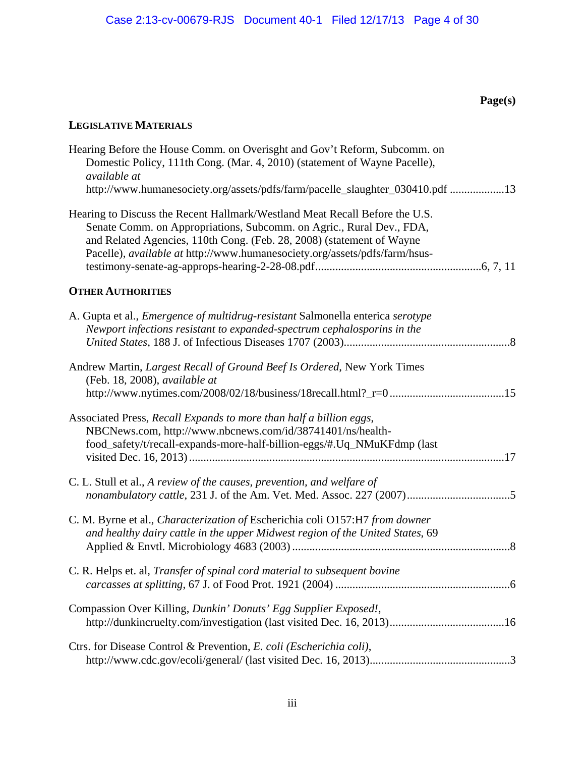**Page(s)**

## LEGISLATIVE MATERIALS

Hearing Before the House Comm. on Overisght and Gov't Reform, Subcomm. on Domestic Policy, 111th Cong. (Mar. 4, 2010) (statement of Wayne Pacelle), *available at* http://www.humanesociety.org/assets/pdfs/farm/pacelle_slaughter_030410.pdf ...................13

Hearing to Discuss the Recent Hallmark/Westland Meat Recall Before the U.S. Senate Comm. on Appropriations, Subcomm. on Agric., Rural Dev., FDA, and Related Agencies, 110th Cong. (Feb. 28, 2008) (statement of Wayne Pacelle), *available at* http://www.humanesociety.org/assets/pdfs/farm/hsus-testimony-senate-ag-approps-hearing-2-28-08.pdf.........................................................6, 7, 11

## OTHER AUTHORITIES

A. Gupta et al., *Emergence of multidrug-resistant* Salmonella enterica *serotype Newport infections resistant to expanded-spectrum cephalosporins in the United States*, 188 J. of Infectious Diseases 1707 (2003).........................................................8

Andrew Martin, *Largest Recall of Ground Beef Is Ordered*, New York Times (Feb. 18, 2008), *available at* http://www.nytimes.com/2008/02/18/business/18recall.html?_r=0........................................15

Associated Press, *Recall Expands to more than half a billion eggs*, NBCNews.com, http://www.nbcnews.com/id/38741401/ns/health-food_safety/t/recall-expands-more-half-billion-eggs/#.Uq_NMuKFdmp (last visited Dec. 16, 2013).............................................................................................................17

C. L. Stull et al., *A review of the causes, prevention, and welfare of nonambulatory cattle*, 231 J. of the Am. Vet. Med. Assoc. 227 (2007)....................................5

C. M. Byrne et al., *Characterization of* Escherichia coli O157:H7 *from downer and healthy dairy cattle in the upper Midwest region of the United States*, 69 Applied & Envtl. Microbiology 4683 (2003)...........................................................................8

C. R. Helps et. al, *Transfer of spinal cord material to subsequent bovine carcasses at splitting*, 67 J. of Food Prot. 1921 (2004).............................................................6

Compassion Over Killing, *Dunkin' Donuts' Egg Supplier Exposed!*, http://dunkincruelty.com/investigation (last visited Dec. 16, 2013)........................................16

Ctrs. for Disease Control & Prevention, *E. coli (Escherichia coli)*, http://www.cdc.gov/ecoli/general/ (last visited Dec. 16, 2013)................................................3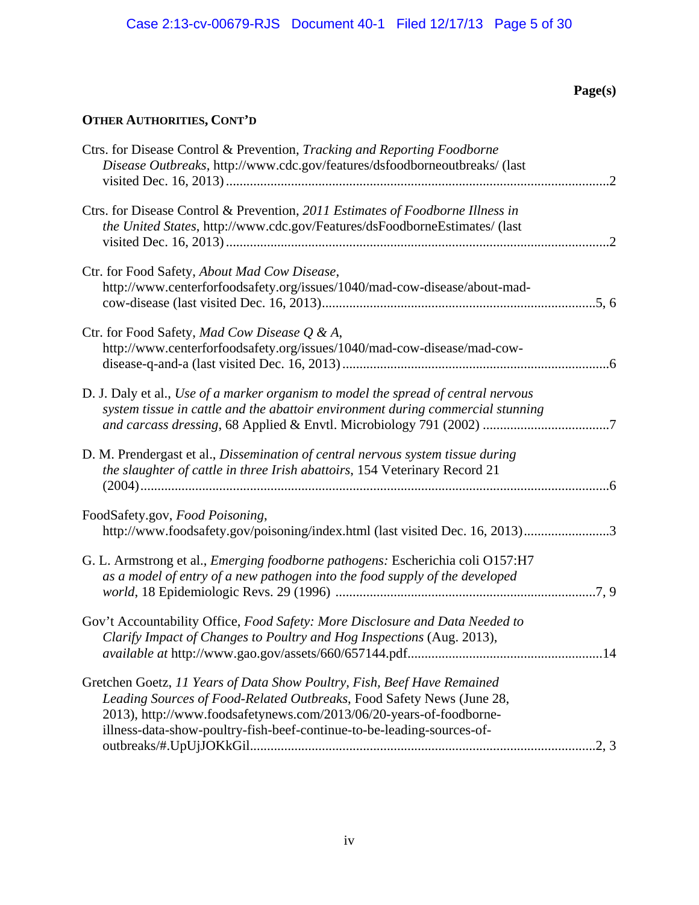**Page(s)**

**OTHER AUTHORITIES, CONT'D**

Ctrs. for Disease Control & Prevention, *Tracking and Reporting Foodborne Disease Outbreaks*, http://www.cdc.gov/features/dsfoodborneoutbreaks/ (last visited Dec. 16, 2013) ....................2

Ctrs. for Disease Control & Prevention, *2011 Estimates of Foodborne Illness in the United States*, http://www.cdc.gov/Features/dsFoodborneEstimates/ (last visited Dec. 16, 2013) ....................2

Ctr. for Food Safety, *About Mad Cow Disease*, http://www.centerforfoodsafety.org/issues/1040/mad-cow-disease/about-mad-cow-disease (last visited Dec. 16, 2013)....................5, 6

Ctr. for Food Safety, *Mad Cow Disease Q & A*, http://www.centerforfoodsafety.org/issues/1040/mad-cow-disease/mad-cow-disease-q-and-a (last visited Dec. 16, 2013) ....................6

D. J. Daly et al., *Use of a marker organism to model the spread of central nervous system tissue in cattle and the abattoir environment during commercial stunning and carcass dressing*, 68 Applied & Envtl. Microbiology 791 (2002) ....................7

D. M. Prendergast et al., *Dissemination of central nervous system tissue during the slaughter of cattle in three Irish abattoirs*, 154 Veterinary Record 21 (2004)....................6

FoodSafety.gov, *Food Poisoning*, http://www.foodsafety.gov/poisoning/index.html (last visited Dec. 16, 2013)....................3

G. L. Armstrong et al., *Emerging foodborne pathogens:* Escherichia coli O157:H7 *as a model of entry of a new pathogen into the food supply of the developed world*, 18 Epidemiologic Revs. 29 (1996) ....................7, 9

Gov't Accountability Office, *Food Safety: More Disclosure and Data Needed to Clarify Impact of Changes to Poultry and Hog Inspections* (Aug. 2013), *available at* http://www.gao.gov/assets/660/657144.pdf....................14

Gretchen Goetz, *11 Years of Data Show Poultry, Fish, Beef Have Remained Leading Sources of Food-Related Outbreaks*, Food Safety News (June 28, 2013), http://www.foodsafetynews.com/2013/06/20-years-of-foodborne-illness-data-show-poultry-fish-beef-continue-to-be-leading-sources-of-outbreaks/#.UpUjJOKkGil....................2, 3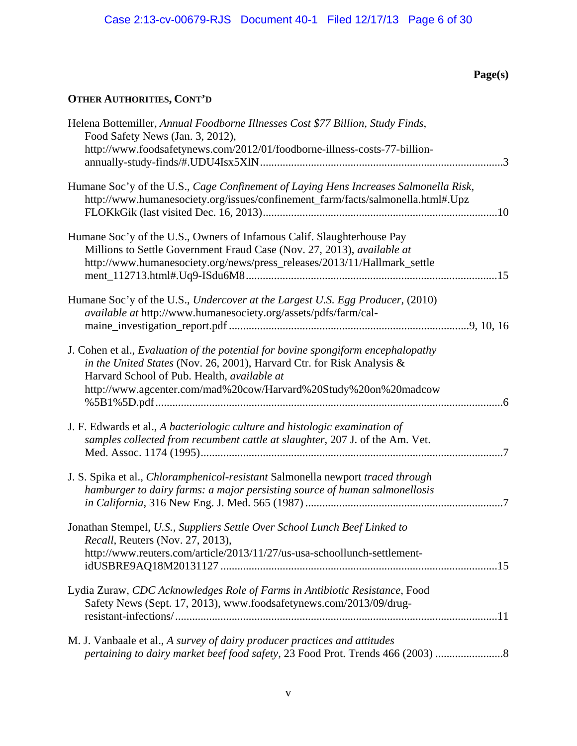**Page(s)**

**OTHER AUTHORITIES, CONT'D**

Helena Bottemiller, *Annual Foodborne Illnesses Cost $77 Billion, Study Finds*, Food Safety News (Jan. 3, 2012), http://www.foodsafetynews.com/2012/01/foodborne-illness-costs-77-billion-annually-study-finds/#.UDU4Isx5XlN ....................................................................................3

Humane Soc'y of the U.S., *Cage Confinement of Laying Hens Increases Salmonella Risk*, http://www.humanesociety.org/issues/confinement_farm/facts/salmonella.html#.UpzFLOKkGik (last visited Dec. 16, 2013)..................................................................................10

Humane Soc'y of the U.S., Owners of Infamous Calif. Slaughterhouse Pay Millions to Settle Government Fraud Case (Nov. 27, 2013), *available at* http://www.humanesociety.org/news/press_releases/2013/11/Hallmark_settlement_112713.html#.Uq9-ISdu6M8........................................................................................15

Humane Soc'y of the U.S., *Undercover at the Largest U.S. Egg Producer*, (2010) *available at* http://www.humanesociety.org/assets/pdfs/farm/cal-maine_investigation_report.pdf ...................................................................................9, 10, 16

J. Cohen et al., *Evaluation of the potential for bovine spongiform encephalopathy in the United States* (Nov. 26, 2001), Harvard Ctr. for Risk Analysis & Harvard School of Pub. Health, *available at* http://www.agcenter.com/mad%20cow/Harvard%20Study%20on%20madcow%5B1%5D.pdf........................................................................................................................6

J. F. Edwards et al., *A bacteriologic culture and histologic examination of samples collected from recumbent cattle at slaughter*, 207 J. of the Am. Vet. Med. Assoc. 1174 (1995)..........................................................................................................7

J. S. Spika et al., *Chloramphenicol-resistant* Salmonella newport *traced through hamburger to dairy farms: a major persisting source of human salmonellosis in California*, 316 New Eng. J. Med. 565 (1987) .....................................................................7

Jonathan Stempel, *U.S., Suppliers Settle Over School Lunch Beef Linked to Recall*, Reuters (Nov. 27, 2013), http://www.reuters.com/article/2013/11/27/us-usa-schoollunch-settlement-idUSBRE9AQ18M20131127 ................................................................................................15

Lydia Zuraw, *CDC Acknowledges Role of Farms in Antibiotic Resistance*, Food Safety News (Sept. 17, 2013), www.foodsafetynews.com/2013/09/drug-resistant-infections/ .................................................................................................................11

M. J. Vanbaale et al., *A survey of dairy producer practices and attitudes pertaining to dairy market beef food safety*, 23 Food Prot. Trends 466 (2003) ........................8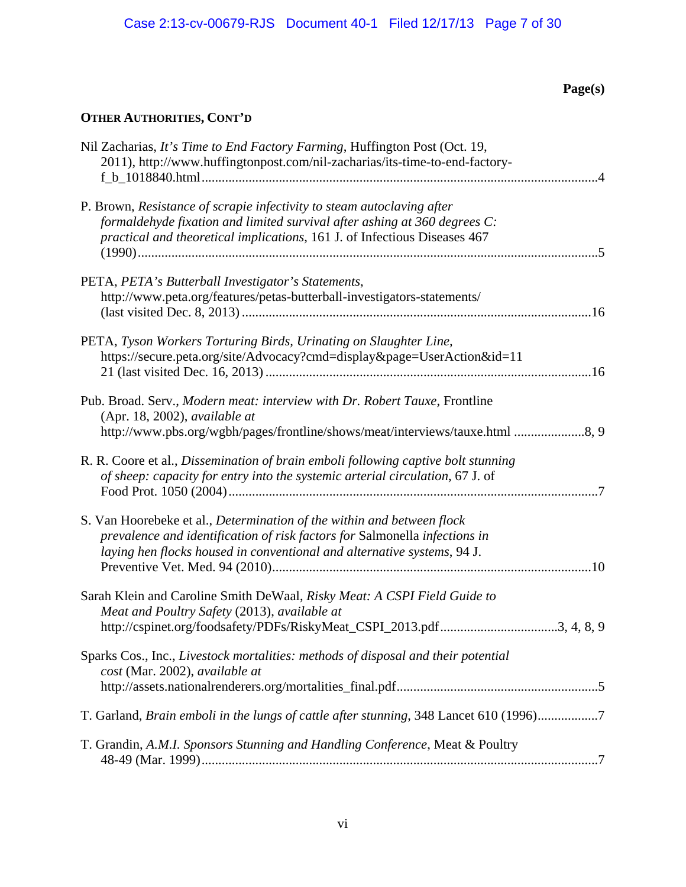**Page(s)**

**OTHER AUTHORITIES, CONT'D**

Nil Zacharias, *It's Time to End Factory Farming*, Huffington Post (Oct. 19, 2011), http://www.huffingtonpost.com/nil-zacharias/its-time-to-end-factory-f_b_1018840.html ....................................................................................................................4

P. Brown, *Resistance of scrapie infectivity to steam autoclaving after formaldehyde fixation and limited survival after ashing at 360 degrees C: practical and theoretical implications*, 161 J. of Infectious Diseases 467 (1990) ........................................................................................................................5

PETA, *PETA's Butterball Investigator's Statements*, http://www.peta.org/features/petas-butterball-investigators-statements/ (last visited Dec. 8, 2013) .......................................................................................................16

PETA, *Tyson Workers Torturing Birds, Urinating on Slaughter Line*, https://secure.peta.org/site/Advocacy?cmd=display&page=UserAction&id=1121 (last visited Dec. 16, 2013) ................................................................................................16

Pub. Broad. Serv., *Modern meat: interview with Dr. Robert Tauxe*, Frontline (Apr. 18, 2002), *available at* http://www.pbs.org/wgbh/pages/frontline/shows/meat/interviews/tauxe.html .....................8, 9

R. R. Coore et al., *Dissemination of brain emboli following captive bolt stunning of sheep: capacity for entry into the systemic arterial circulation*, 67 J. of Food Prot. 1050 (2004) .............................................................................................................7

S. Van Hoorebeke et al., *Determination of the within and between flock prevalence and identification of risk factors for* Salmonella *infections in laying hen flocks housed in conventional and alternative systems*, 94 J. Preventive Vet. Med. 94 (2010)..............................................................................................10

Sarah Klein and Caroline Smith DeWaal, *Risky Meat: A CSPI Field Guide to Meat and Poultry Safety* (2013), *available at* http://cspinet.org/foodsafety/PDFs/RiskyMeat_CSPI_2013.pdf...................................3, 4, 8, 9

Sparks Cos., Inc., *Livestock mortalities: methods of disposal and their potential cost* (Mar. 2002), *available at* http://assets.nationalrenderers.org/mortalities_final.pdf............................................................5

T. Garland, *Brain emboli in the lungs of cattle after stunning*, 348 Lancet 610 (1996)..................7

T. Grandin, *A.M.I. Sponsors Stunning and Handling Conference*, Meat & Poultry 48-49 (Mar. 1999).....................................................................................................................7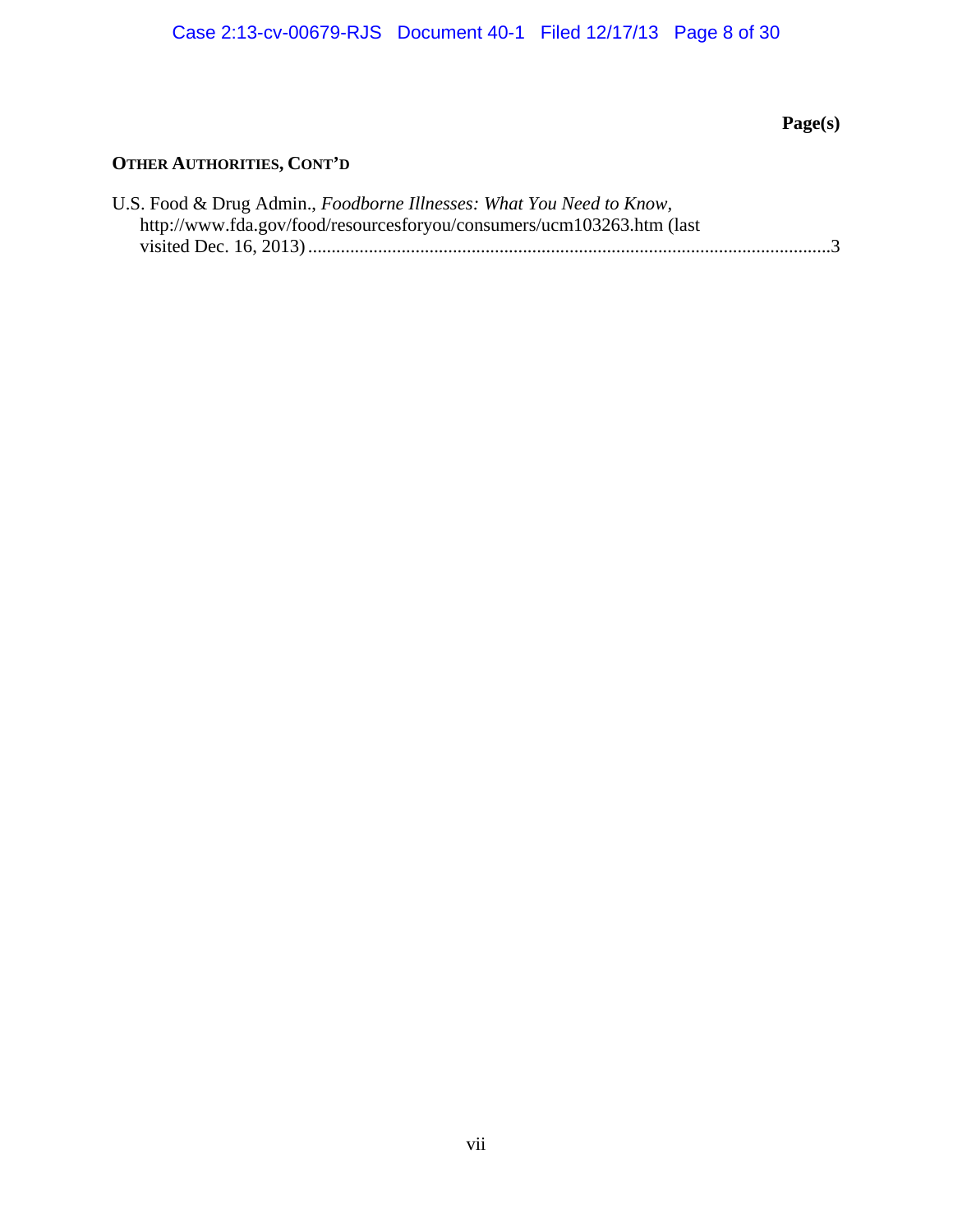**Page(s)**

**OTHER AUTHORITIES, CONT'D**

U.S. Food & Drug Admin., *Foodborne Illnesses: What You Need to Know*, http://www.fda.gov/food/resourcesforyou/consumers/ucm103263.htm (last visited Dec. 16, 2013) ....................................................................................................3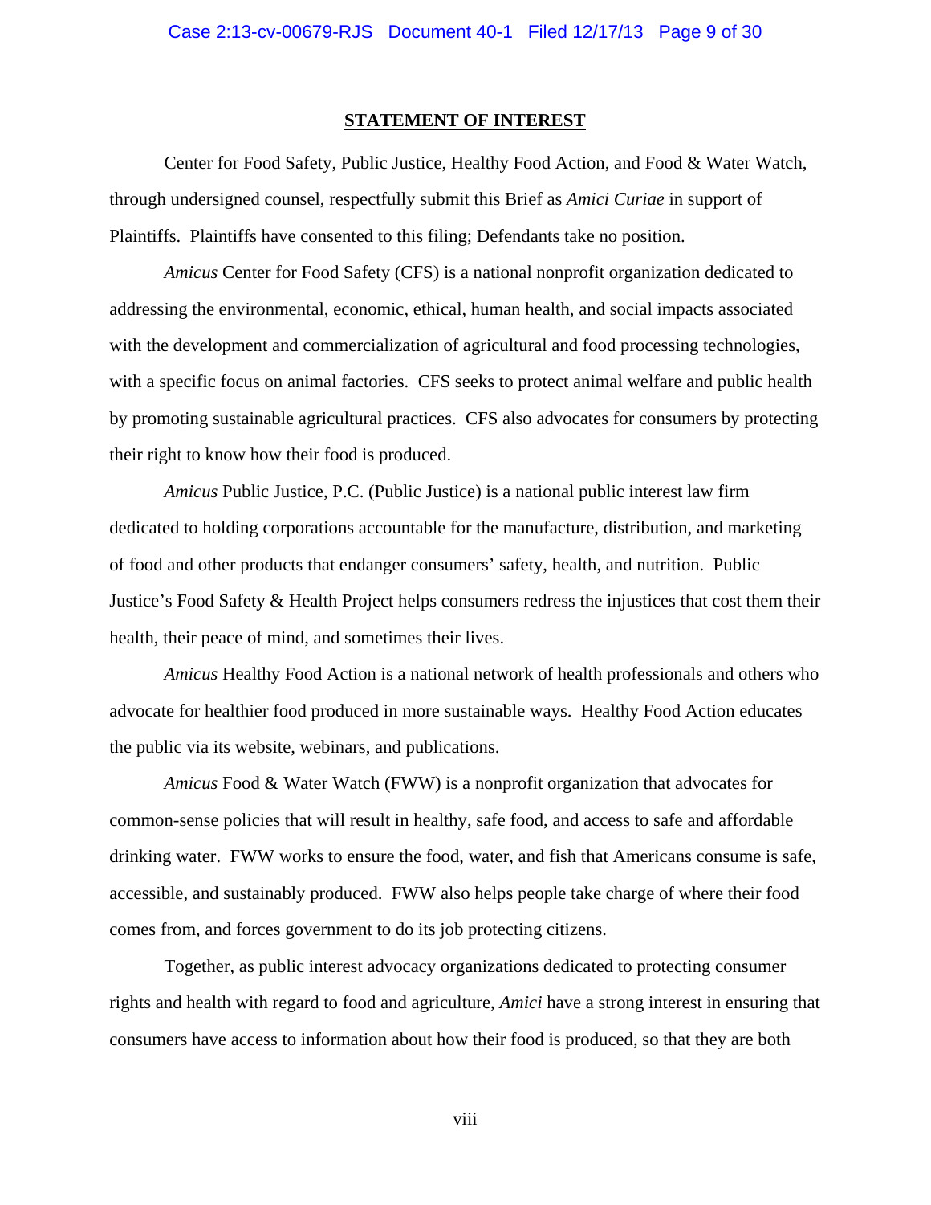## STATEMENT OF INTEREST

Center for Food Safety, Public Justice, Healthy Food Action, and Food & Water Watch, through undersigned counsel, respectfully submit this Brief as *Amici Curiae* in support of Plaintiffs. Plaintiffs have consented to this filing; Defendants take no position.

*Amicus* Center for Food Safety (CFS) is a national nonprofit organization dedicated to addressing the environmental, economic, ethical, human health, and social impacts associated with the development and commercialization of agricultural and food processing technologies, with a specific focus on animal factories. CFS seeks to protect animal welfare and public health by promoting sustainable agricultural practices. CFS also advocates for consumers by protecting their right to know how their food is produced.

*Amicus* Public Justice, P.C. (Public Justice) is a national public interest law firm dedicated to holding corporations accountable for the manufacture, distribution, and marketing of food and other products that endanger consumers' safety, health, and nutrition. Public Justice's Food Safety & Health Project helps consumers redress the injustices that cost them their health, their peace of mind, and sometimes their lives.

*Amicus* Healthy Food Action is a national network of health professionals and others who advocate for healthier food produced in more sustainable ways. Healthy Food Action educates the public via its website, webinars, and publications.

*Amicus* Food & Water Watch (FWW) is a nonprofit organization that advocates for common-sense policies that will result in healthy, safe food, and access to safe and affordable drinking water. FWW works to ensure the food, water, and fish that Americans consume is safe, accessible, and sustainably produced. FWW also helps people take charge of where their food comes from, and forces government to do its job protecting citizens.

Together, as public interest advocacy organizations dedicated to protecting consumer rights and health with regard to food and agriculture, *Amici* have a strong interest in ensuring that consumers have access to information about how their food is produced, so that they are both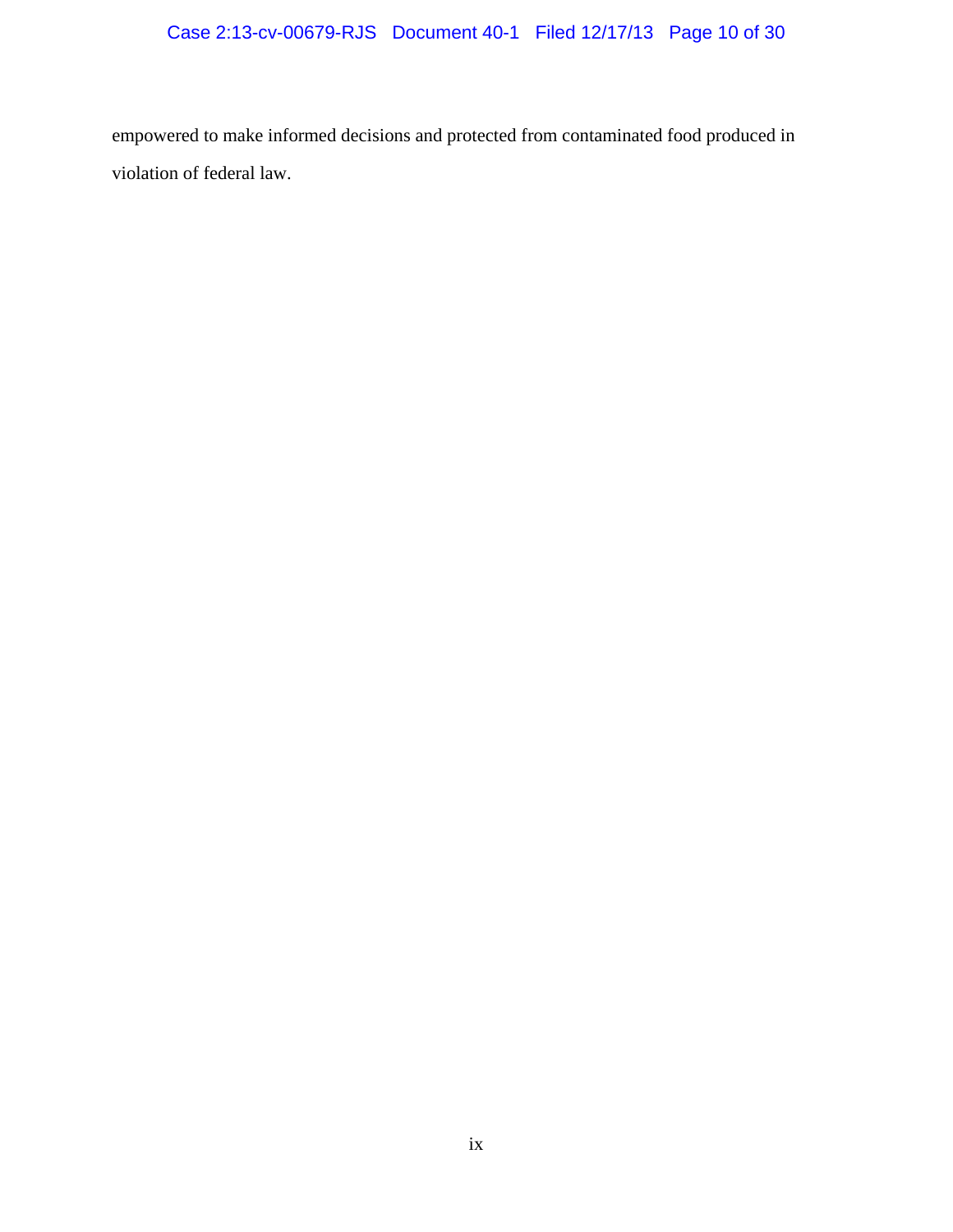empowered to make informed decisions and protected from contaminated food produced in violation of federal law.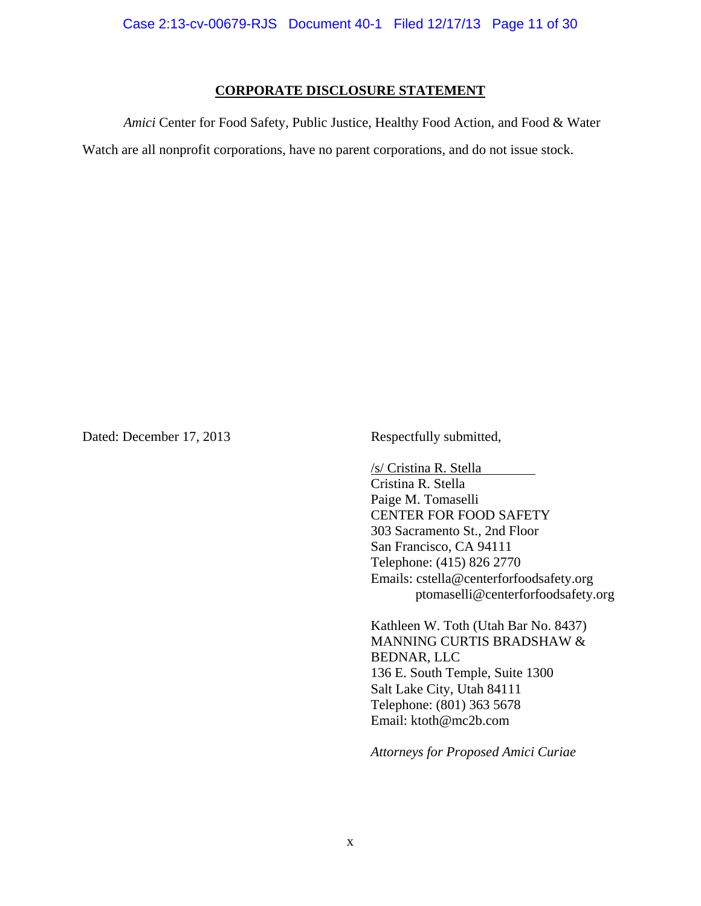## CORPORATE DISCLOSURE STATEMENT

*Amici* Center for Food Safety, Public Justice, Healthy Food Action, and Food & Water Watch are all nonprofit corporations, have no parent corporations, and do not issue stock.

Dated: December 17, 2013

Respectfully submitted,

/s/ Cristina R. Stella
Cristina R. Stella
Paige M. Tomaselli
CENTER FOR FOOD SAFETY
303 Sacramento St., 2nd Floor
San Francisco, CA 94111
Telephone: (415) 826 2770
Emails: cstella@centerforfoodsafety.org
ptomaselli@centerforfoodsafety.org

Kathleen W. Toth (Utah Bar No. 8437)
MANNING CURTIS BRADSHAW & BEDNAR, LLC
136 E. South Temple, Suite 1300
Salt Lake City, Utah 84111
Telephone: (801) 363 5678
Email: ktoth@mc2b.com

*Attorneys for Proposed Amici Curiae*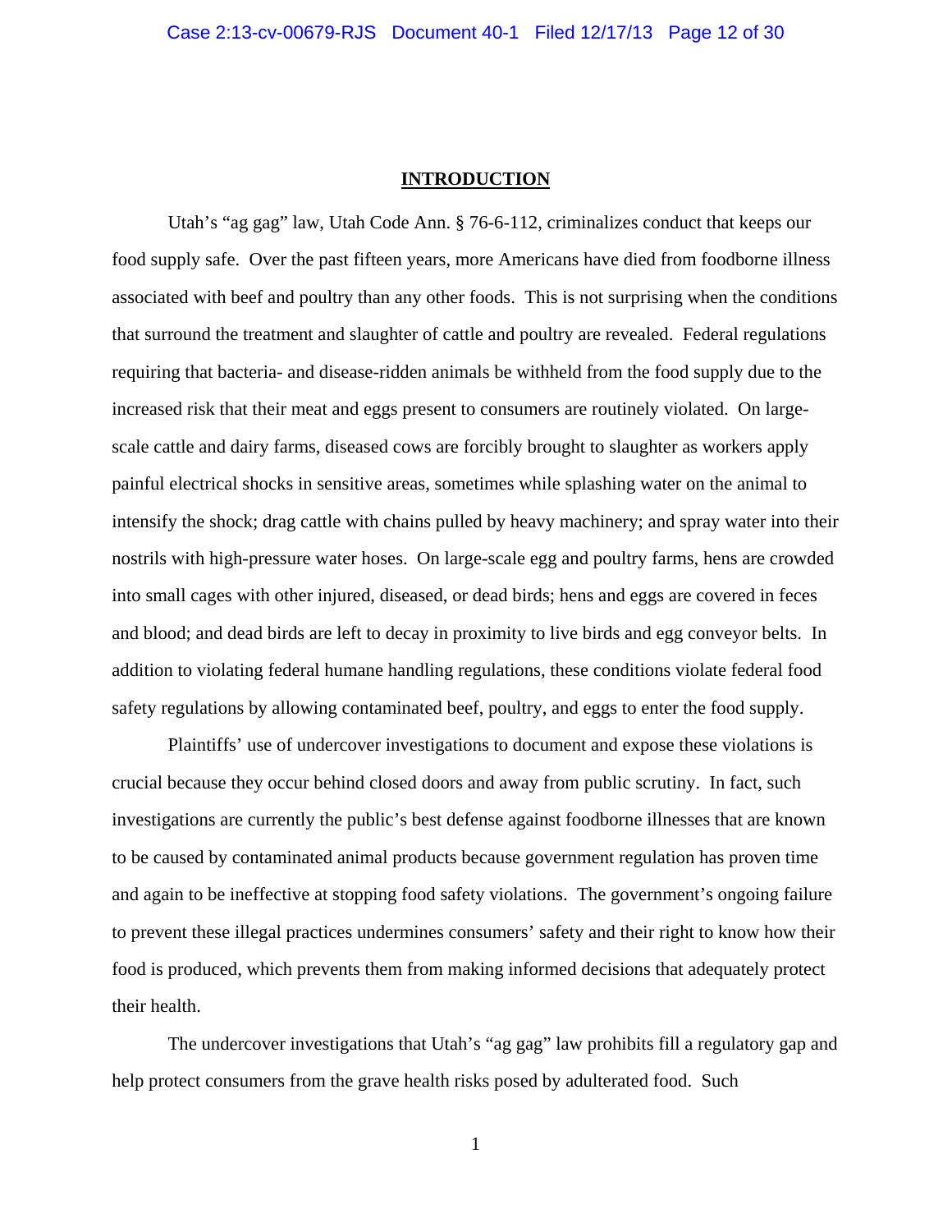## INTRODUCTION

Utah's "ag gag" law, Utah Code Ann. § 76-6-112, criminalizes conduct that keeps our food supply safe. Over the past fifteen years, more Americans have died from foodborne illness associated with beef and poultry than any other foods. This is not surprising when the conditions that surround the treatment and slaughter of cattle and poultry are revealed. Federal regulations requiring that bacteria- and disease-ridden animals be withheld from the food supply due to the increased risk that their meat and eggs present to consumers are routinely violated. On large-scale cattle and dairy farms, diseased cows are forcibly brought to slaughter as workers apply painful electrical shocks in sensitive areas, sometimes while splashing water on the animal to intensify the shock; drag cattle with chains pulled by heavy machinery; and spray water into their nostrils with high-pressure water hoses. On large-scale egg and poultry farms, hens are crowded into small cages with other injured, diseased, or dead birds; hens and eggs are covered in feces and blood; and dead birds are left to decay in proximity to live birds and egg conveyor belts. In addition to violating federal humane handling regulations, these conditions violate federal food safety regulations by allowing contaminated beef, poultry, and eggs to enter the food supply.

Plaintiffs' use of undercover investigations to document and expose these violations is crucial because they occur behind closed doors and away from public scrutiny. In fact, such investigations are currently the public's best defense against foodborne illnesses that are known to be caused by contaminated animal products because government regulation has proven time and again to be ineffective at stopping food safety violations. The government's ongoing failure to prevent these illegal practices undermines consumers' safety and their right to know how their food is produced, which prevents them from making informed decisions that adequately protect their health.

The undercover investigations that Utah's "ag gag" law prohibits fill a regulatory gap and help protect consumers from the grave health risks posed by adulterated food. Such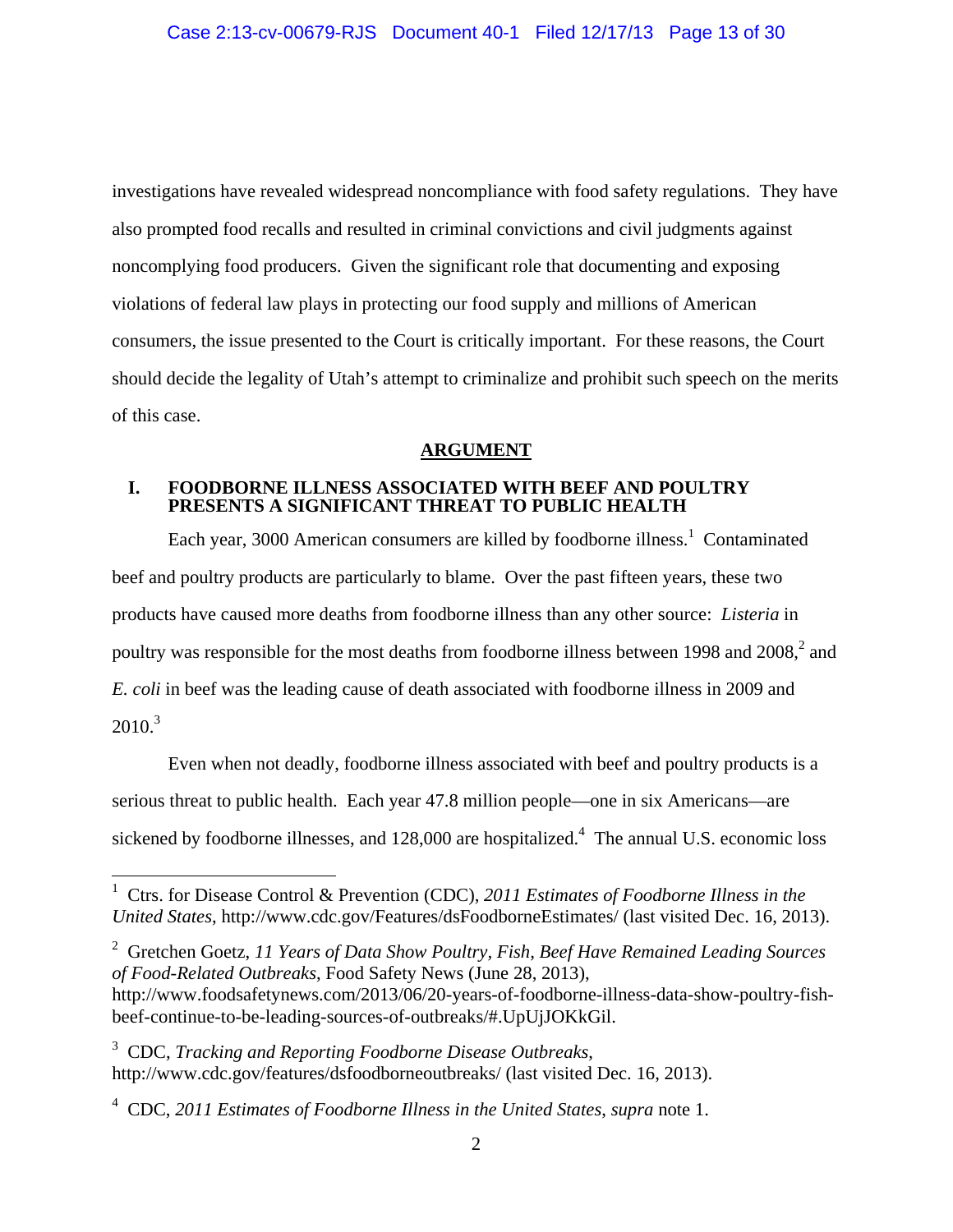investigations have revealed widespread noncompliance with food safety regulations. They have also prompted food recalls and resulted in criminal convictions and civil judgments against noncomplying food producers. Given the significant role that documenting and exposing violations of federal law plays in protecting our food supply and millions of American consumers, the issue presented to the Court is critically important. For these reasons, the Court should decide the legality of Utah's attempt to criminalize and prohibit such speech on the merits of this case.

## ARGUMENT

### I. FOODBORNE ILLNESS ASSOCIATED WITH BEEF AND POULTRY PRESENTS A SIGNIFICANT THREAT TO PUBLIC HEALTH

Each year, 3000 American consumers are killed by foodborne illness.[1] Contaminated beef and poultry products are particularly to blame. Over the past fifteen years, these two products have caused more deaths from foodborne illness than any other source: *Listeria* in poultry was responsible for the most deaths from foodborne illness between 1998 and 2008,[2] and *E. coli* in beef was the leading cause of death associated with foodborne illness in 2009 and 2010.[3]

Even when not deadly, foodborne illness associated with beef and poultry products is a serious threat to public health. Each year 47.8 million people—one in six Americans—are sickened by foodborne illnesses, and 128,000 are hospitalized.[4] The annual U.S. economic loss

---

[1] Ctrs. for Disease Control & Prevention (CDC), *2011 Estimates of Foodborne Illness in the United States*, http://www.cdc.gov/Features/dsFoodborneEstimates/ (last visited Dec. 16, 2013).

[2] Gretchen Goetz, *11 Years of Data Show Poultry, Fish, Beef Have Remained Leading Sources of Food-Related Outbreaks*, Food Safety News (June 28, 2013), http://www.foodsafetynews.com/2013/06/20-years-of-foodborne-illness-data-show-poultry-fish-beef-continue-to-be-leading-sources-of-outbreaks/#.UpUjJOKkGil.

[3] CDC, *Tracking and Reporting Foodborne Disease Outbreaks*, http://www.cdc.gov/features/dsfoodborneoutbreaks/ (last visited Dec. 16, 2013).

[4] CDC, *2011 Estimates of Foodborne Illness in the United States*, *supra* note 1.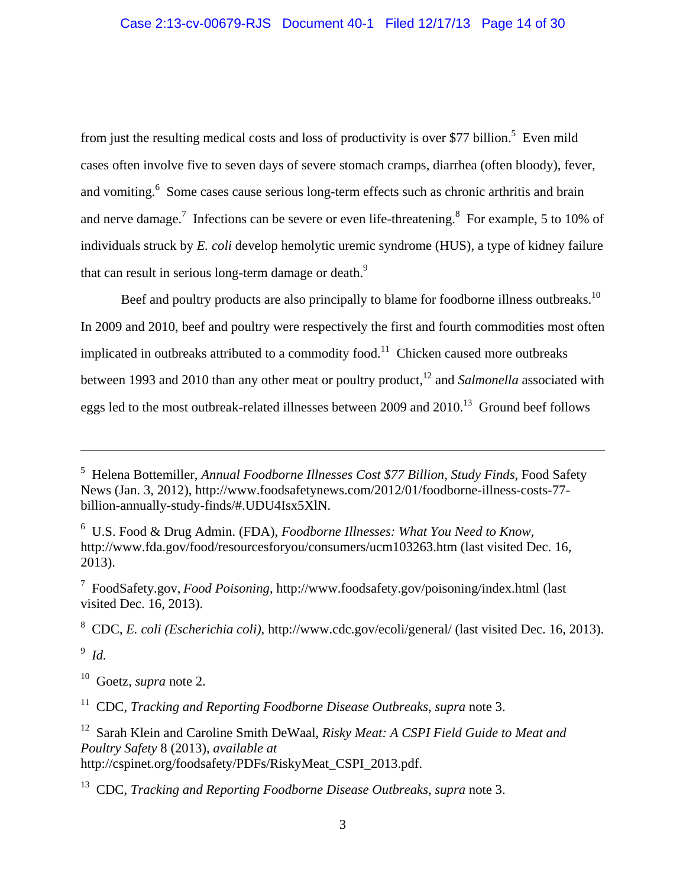from just the resulting medical costs and loss of productivity is over $77 billion.[5] Even mild cases often involve five to seven days of severe stomach cramps, diarrhea (often bloody), fever, and vomiting.[6] Some cases cause serious long-term effects such as chronic arthritis and brain and nerve damage.[7] Infections can be severe or even life-threatening.[8] For example, 5 to 10% of individuals struck by *E. coli* develop hemolytic uremic syndrome (HUS), a type of kidney failure that can result in serious long-term damage or death.[9]

Beef and poultry products are also principally to blame for foodborne illness outbreaks.[10] In 2009 and 2010, beef and poultry were respectively the first and fourth commodities most often implicated in outbreaks attributed to a commodity food.[11] Chicken caused more outbreaks between 1993 and 2010 than any other meat or poultry product,[12] and *Salmonella* associated with eggs led to the most outbreak-related illnesses between 2009 and 2010.[13] Ground beef follows

---

[5] Helena Bottemiller, *Annual Foodborne Illnesses Cost $77 Billion, Study Finds*, Food Safety News (Jan. 3, 2012), http://www.foodsafetynews.com/2012/01/foodborne-illness-costs-77-billion-annually-study-finds/#.UDU4Isx5XlN.

[6] U.S. Food & Drug Admin. (FDA), *Foodborne Illnesses: What You Need to Know*, http://www.fda.gov/food/resourcesforyou/consumers/ucm103263.htm (last visited Dec. 16, 2013).

[7] FoodSafety.gov, *Food Poisoning*, http://www.foodsafety.gov/poisoning/index.html (last visited Dec. 16, 2013).

[8] CDC, *E. coli (Escherichia coli)*, http://www.cdc.gov/ecoli/general/ (last visited Dec. 16, 2013).

[9] *Id.*

[10] Goetz, *supra* note 2.

[11] CDC, *Tracking and Reporting Foodborne Disease Outbreaks*, *supra* note 3.

[12] Sarah Klein and Caroline Smith DeWaal, *Risky Meat: A CSPI Field Guide to Meat and Poultry Safety* 8 (2013), *available at* http://cspinet.org/foodsafety/PDFs/RiskyMeat_CSPI_2013.pdf.

[13] CDC, *Tracking and Reporting Foodborne Disease Outbreaks*, *supra* note 3.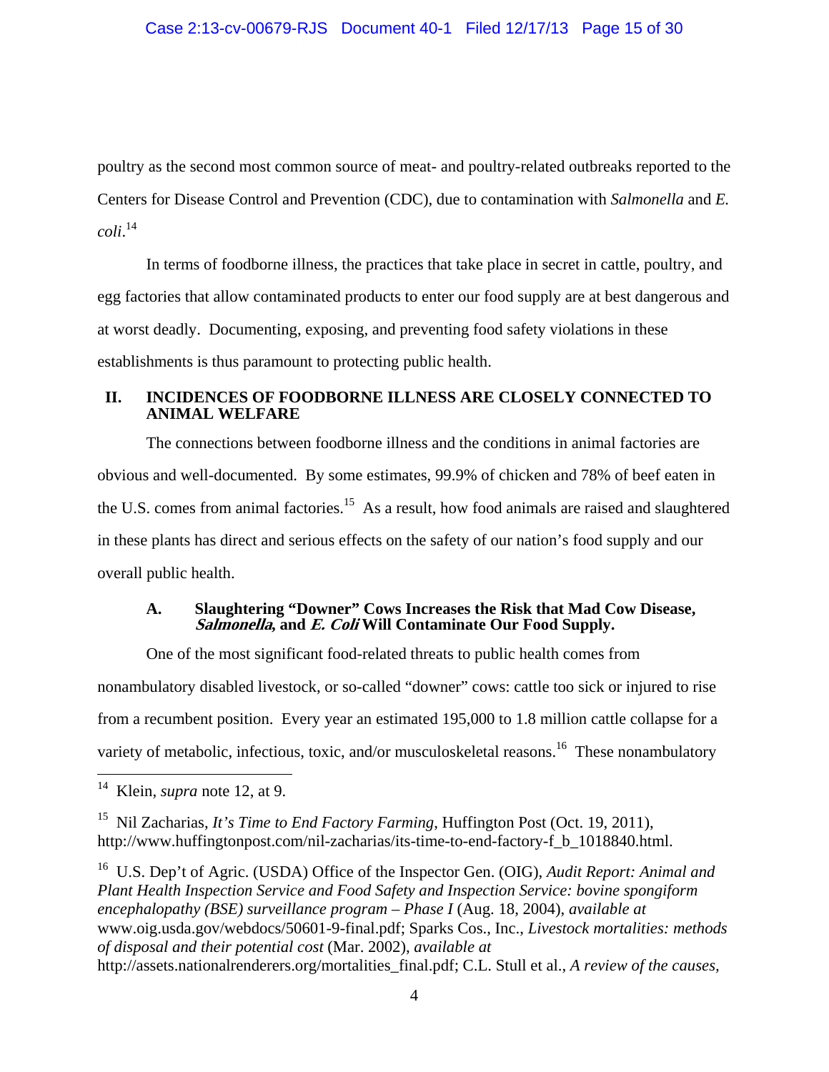poultry as the second most common source of meat- and poultry-related outbreaks reported to the Centers for Disease Control and Prevention (CDC), due to contamination with *Salmonella* and *E. coli*.[14]

In terms of foodborne illness, the practices that take place in secret in cattle, poultry, and egg factories that allow contaminated products to enter our food supply are at best dangerous and at worst deadly. Documenting, exposing, and preventing food safety violations in these establishments is thus paramount to protecting public health.

## II. INCIDENCES OF FOODBORNE ILLNESS ARE CLOSELY CONNECTED TO ANIMAL WELFARE

The connections between foodborne illness and the conditions in animal factories are obvious and well-documented. By some estimates, 99.9% of chicken and 78% of beef eaten in the U.S. comes from animal factories.[15] As a result, how food animals are raised and slaughtered in these plants has direct and serious effects on the safety of our nation's food supply and our overall public health.

### A. Slaughtering "Downer" Cows Increases the Risk that Mad Cow Disease, *Salmonella*, and *E. Coli* Will Contaminate Our Food Supply.

One of the most significant food-related threats to public health comes from nonambulatory disabled livestock, or so-called "downer" cows: cattle too sick or injured to rise from a recumbent position. Every year an estimated 195,000 to 1.8 million cattle collapse for a variety of metabolic, infectious, toxic, and/or musculoskeletal reasons.[16] These nonambulatory

---

[14] Klein, *supra* note 12, at 9.

[15] Nil Zacharias, *It's Time to End Factory Farming*, Huffington Post (Oct. 19, 2011), http://www.huffingtonpost.com/nil-zacharias/its-time-to-end-factory-f_b_1018840.html.

[16] U.S. Dep't of Agric. (USDA) Office of the Inspector Gen. (OIG), *Audit Report: Animal and Plant Health Inspection Service and Food Safety and Inspection Service: bovine spongiform encephalopathy (BSE) surveillance program – Phase I* (Aug. 18, 2004), *available at* www.oig.usda.gov/webdocs/50601-9-final.pdf; Sparks Cos., Inc., *Livestock mortalities: methods of disposal and their potential cost* (Mar. 2002), *available at* http://assets.nationalrenderers.org/mortalities_final.pdf; C.L. Stull et al., *A review of the causes,*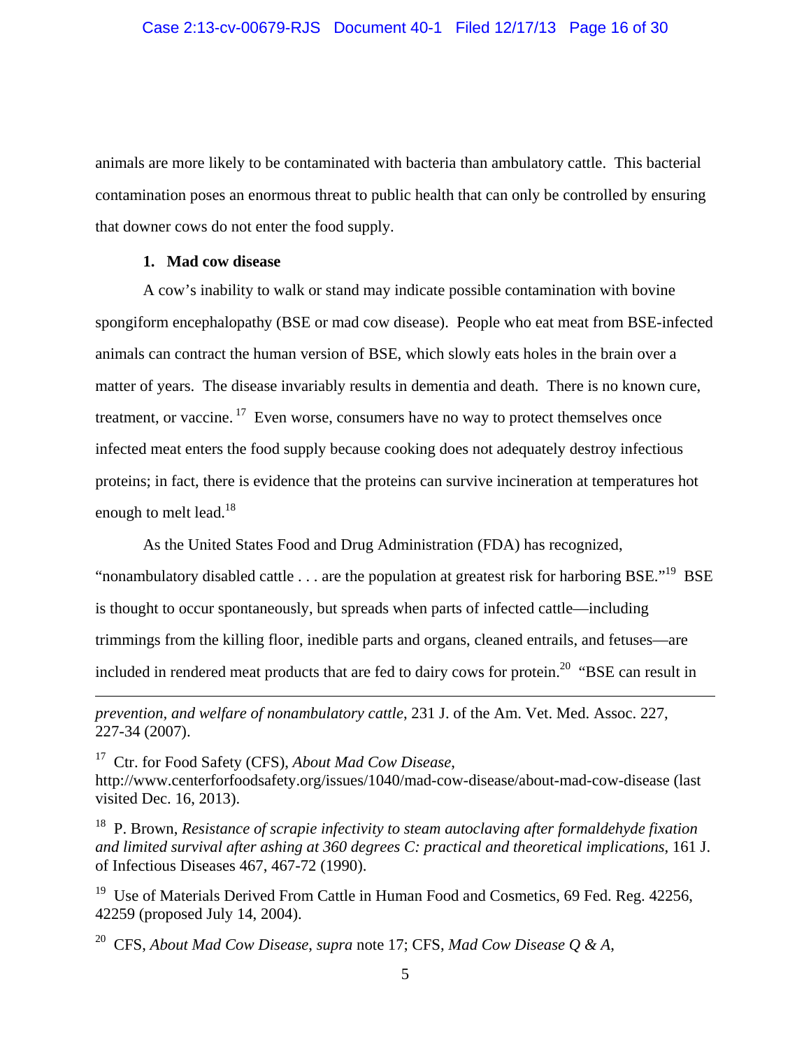animals are more likely to be contaminated with bacteria than ambulatory cattle. This bacterial contamination poses an enormous threat to public health that can only be controlled by ensuring that downer cows do not enter the food supply.

**1. Mad cow disease**

A cow's inability to walk or stand may indicate possible contamination with bovine spongiform encephalopathy (BSE or mad cow disease). People who eat meat from BSE-infected animals can contract the human version of BSE, which slowly eats holes in the brain over a matter of years. The disease invariably results in dementia and death. There is no known cure, treatment, or vaccine.[17] Even worse, consumers have no way to protect themselves once infected meat enters the food supply because cooking does not adequately destroy infectious proteins; in fact, there is evidence that the proteins can survive incineration at temperatures hot enough to melt lead.[18]

As the United States Food and Drug Administration (FDA) has recognized, "nonambulatory disabled cattle . . . are the population at greatest risk for harboring BSE."[19] BSE is thought to occur spontaneously, but spreads when parts of infected cattle—including trimmings from the killing floor, inedible parts and organs, cleaned entrails, and fetuses—are included in rendered meat products that are fed to dairy cows for protein.[20] "BSE can result in

---

*prevention, and welfare of nonambulatory cattle*, 231 J. of the Am. Vet. Med. Assoc. 227, 227-34 (2007).

[17] Ctr. for Food Safety (CFS), *About Mad Cow Disease*, http://www.centerforfoodsafety.org/issues/1040/mad-cow-disease/about-mad-cow-disease (last visited Dec. 16, 2013).

[18] P. Brown, *Resistance of scrapie infectivity to steam autoclaving after formaldehyde fixation and limited survival after ashing at 360 degrees C: practical and theoretical implications*, 161 J. of Infectious Diseases 467, 467-72 (1990).

[19] Use of Materials Derived From Cattle in Human Food and Cosmetics, 69 Fed. Reg. 42256, 42259 (proposed July 14, 2004).

[20] CFS, *About Mad Cow Disease*, *supra* note 17; CFS, *Mad Cow Disease Q & A*,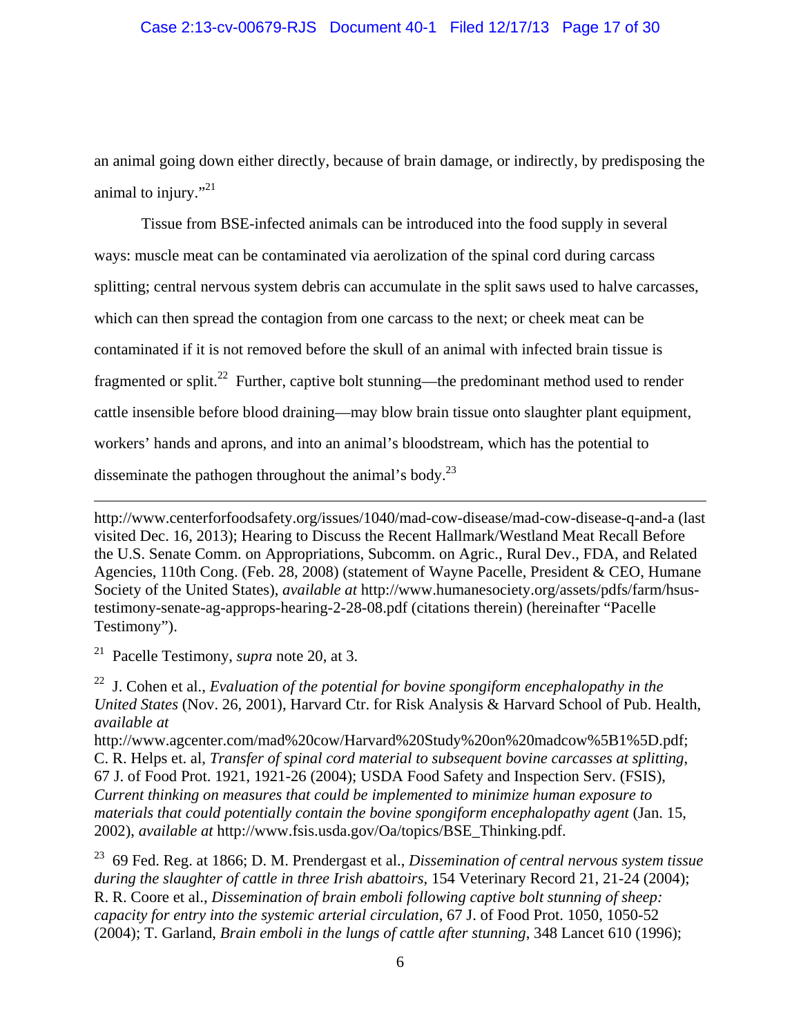an animal going down either directly, because of brain damage, or indirectly, by predisposing the animal to injury."[21]

Tissue from BSE-infected animals can be introduced into the food supply in several ways: muscle meat can be contaminated via aerolization of the spinal cord during carcass splitting; central nervous system debris can accumulate in the split saws used to halve carcasses, which can then spread the contagion from one carcass to the next; or cheek meat can be contaminated if it is not removed before the skull of an animal with infected brain tissue is fragmented or split.[22] Further, captive bolt stunning—the predominant method used to render cattle insensible before blood draining—may blow brain tissue onto slaughter plant equipment, workers' hands and aprons, and into an animal's bloodstream, which has the potential to disseminate the pathogen throughout the animal's body.[23]

---

http://www.centerforfoodsafety.org/issues/1040/mad-cow-disease/mad-cow-disease-q-and-a (last visited Dec. 16, 2013); Hearing to Discuss the Recent Hallmark/Westland Meat Recall Before the U.S. Senate Comm. on Appropriations, Subcomm. on Agric., Rural Dev., FDA, and Related Agencies, 110th Cong. (Feb. 28, 2008) (statement of Wayne Pacelle, President & CEO, Humane Society of the United States), *available at* http://www.humanesociety.org/assets/pdfs/farm/hsus-testimony-senate-ag-approps-hearing-2-28-08.pdf (citations therein) (hereinafter "Pacelle Testimony").

[21] Pacelle Testimony, *supra* note 20, at 3.

[22] J. Cohen et al., *Evaluation of the potential for bovine spongiform encephalopathy in the United States* (Nov. 26, 2001), Harvard Ctr. for Risk Analysis & Harvard School of Pub. Health, *available at* http://www.agcenter.com/mad%20cow/Harvard%20Study%20on%20madcow%5B1%5D.pdf; C. R. Helps et. al, *Transfer of spinal cord material to subsequent bovine carcasses at splitting*, 67 J. of Food Prot. 1921, 1921-26 (2004); USDA Food Safety and Inspection Serv. (FSIS), *Current thinking on measures that could be implemented to minimize human exposure to materials that could potentially contain the bovine spongiform encephalopathy agent* (Jan. 15, 2002), *available at* http://www.fsis.usda.gov/Oa/topics/BSE_Thinking.pdf.

[23] 69 Fed. Reg. at 1866; D. M. Prendergast et al., *Dissemination of central nervous system tissue during the slaughter of cattle in three Irish abattoirs*, 154 Veterinary Record 21, 21-24 (2004); R. R. Coore et al., *Dissemination of brain emboli following captive bolt stunning of sheep: capacity for entry into the systemic arterial circulation*, 67 J. of Food Prot. 1050, 1050-52 (2004); T. Garland, *Brain emboli in the lungs of cattle after stunning*, 348 Lancet 610 (1996);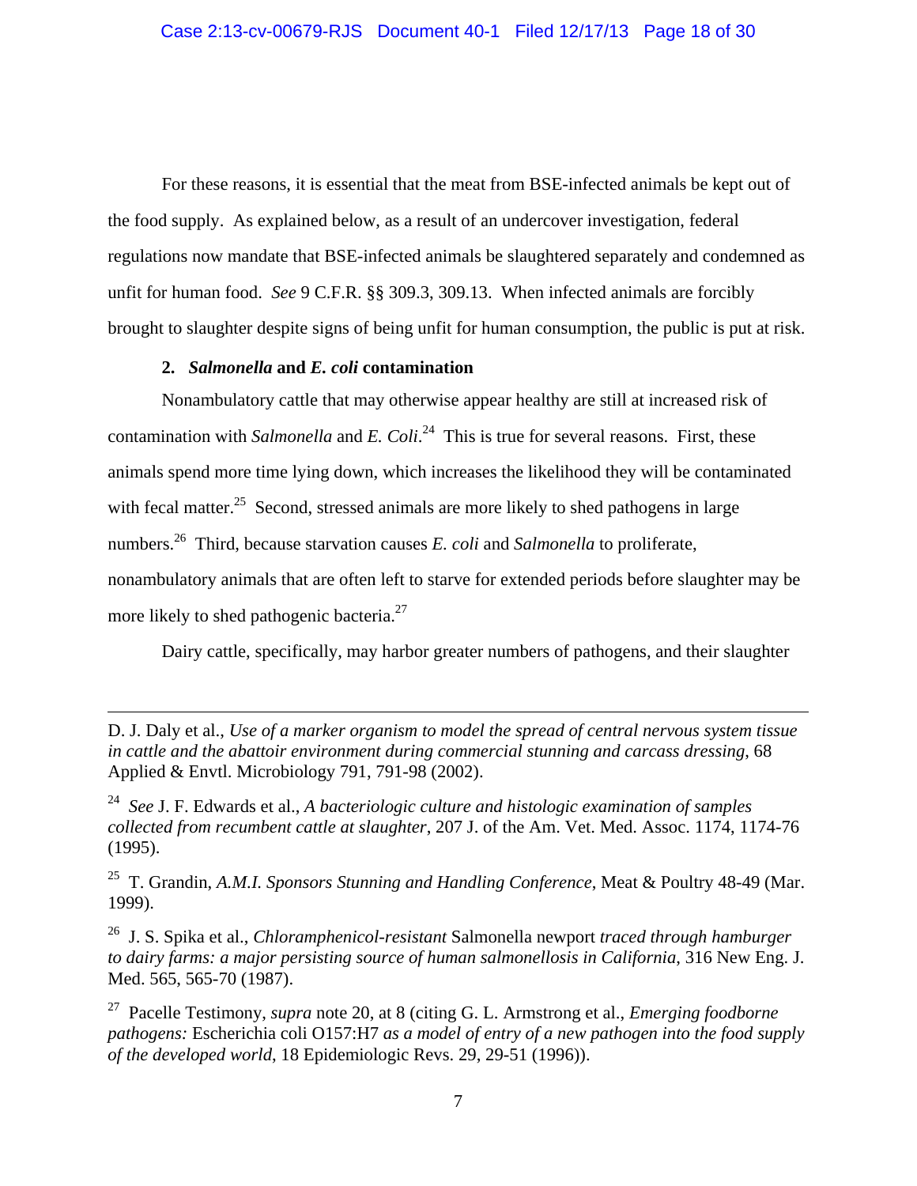For these reasons, it is essential that the meat from BSE-infected animals be kept out of the food supply. As explained below, as a result of an undercover investigation, federal regulations now mandate that BSE-infected animals be slaughtered separately and condemned as unfit for human food. *See* 9 C.F.R. §§ 309.3, 309.13. When infected animals are forcibly brought to slaughter despite signs of being unfit for human consumption, the public is put at risk.

### 2. *Salmonella* and *E. coli* contamination

Nonambulatory cattle that may otherwise appear healthy are still at increased risk of contamination with *Salmonella* and *E. Coli*.[24] This is true for several reasons. First, these animals spend more time lying down, which increases the likelihood they will be contaminated with fecal matter.[25] Second, stressed animals are more likely to shed pathogens in large numbers.[26] Third, because starvation causes *E. coli* and *Salmonella* to proliferate, nonambulatory animals that are often left to starve for extended periods before slaughter may be more likely to shed pathogenic bacteria.[27]

Dairy cattle, specifically, may harbor greater numbers of pathogens, and their slaughter

---

D. J. Daly et al., *Use of a marker organism to model the spread of central nervous system tissue in cattle and the abattoir environment during commercial stunning and carcass dressing*, 68 Applied & Envtl. Microbiology 791, 791-98 (2002).

[24] *See* J. F. Edwards et al., *A bacteriologic culture and histologic examination of samples collected from recumbent cattle at slaughter*, 207 J. of the Am. Vet. Med. Assoc. 1174, 1174-76 (1995).

[25] T. Grandin, *A.M.I. Sponsors Stunning and Handling Conference*, Meat & Poultry 48-49 (Mar. 1999).

[26] J. S. Spika et al., *Chloramphenicol-resistant* Salmonella newport *traced through hamburger to dairy farms: a major persisting source of human salmonellosis in California*, 316 New Eng. J. Med. 565, 565-70 (1987).

[27] Pacelle Testimony, *supra* note 20, at 8 (citing G. L. Armstrong et al., *Emerging foodborne pathogens:* Escherichia coli O157:H7 *as a model of entry of a new pathogen into the food supply of the developed world*, 18 Epidemiologic Revs. 29, 29-51 (1996)).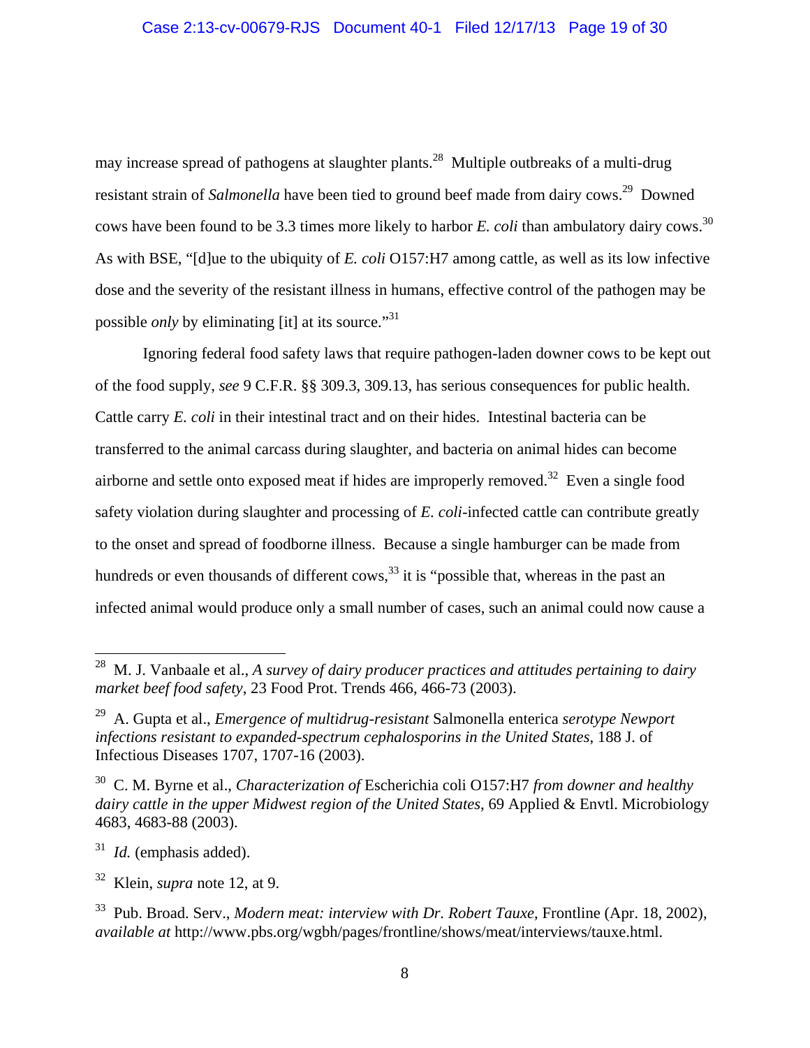may increase spread of pathogens at slaughter plants.[28] Multiple outbreaks of a multi-drug resistant strain of *Salmonella* have been tied to ground beef made from dairy cows.[29] Downed cows have been found to be 3.3 times more likely to harbor *E. coli* than ambulatory dairy cows.[30] As with BSE, "[d]ue to the ubiquity of *E. coli* O157:H7 among cattle, as well as its low infective dose and the severity of the resistant illness in humans, effective control of the pathogen may be possible *only* by eliminating [it] at its source."[31]

Ignoring federal food safety laws that require pathogen-laden downer cows to be kept out of the food supply, *see* 9 C.F.R. §§ 309.3, 309.13, has serious consequences for public health. Cattle carry *E. coli* in their intestinal tract and on their hides. Intestinal bacteria can be transferred to the animal carcass during slaughter, and bacteria on animal hides can become airborne and settle onto exposed meat if hides are improperly removed.[32] Even a single food safety violation during slaughter and processing of *E. coli*-infected cattle can contribute greatly to the onset and spread of foodborne illness. Because a single hamburger can be made from hundreds or even thousands of different cows,[33] it is "possible that, whereas in the past an infected animal would produce only a small number of cases, such an animal could now cause a

---

[28] M. J. Vanbaale et al., *A survey of dairy producer practices and attitudes pertaining to dairy market beef food safety*, 23 Food Prot. Trends 466, 466-73 (2003).

[29] A. Gupta et al., *Emergence of multidrug-resistant* Salmonella enterica *serotype Newport infections resistant to expanded-spectrum cephalosporins in the United States*, 188 J. of Infectious Diseases 1707, 1707-16 (2003).

[30] C. M. Byrne et al., *Characterization of* Escherichia coli O157:H7 *from downer and healthy dairy cattle in the upper Midwest region of the United States*, 69 Applied & Envtl. Microbiology 4683, 4683-88 (2003).

[31] *Id.* (emphasis added).

[32] Klein, *supra* note 12, at 9.

[33] Pub. Broad. Serv., *Modern meat: interview with Dr. Robert Tauxe*, Frontline (Apr. 18, 2002), *available at* http://www.pbs.org/wgbh/pages/frontline/shows/meat/interviews/tauxe.html.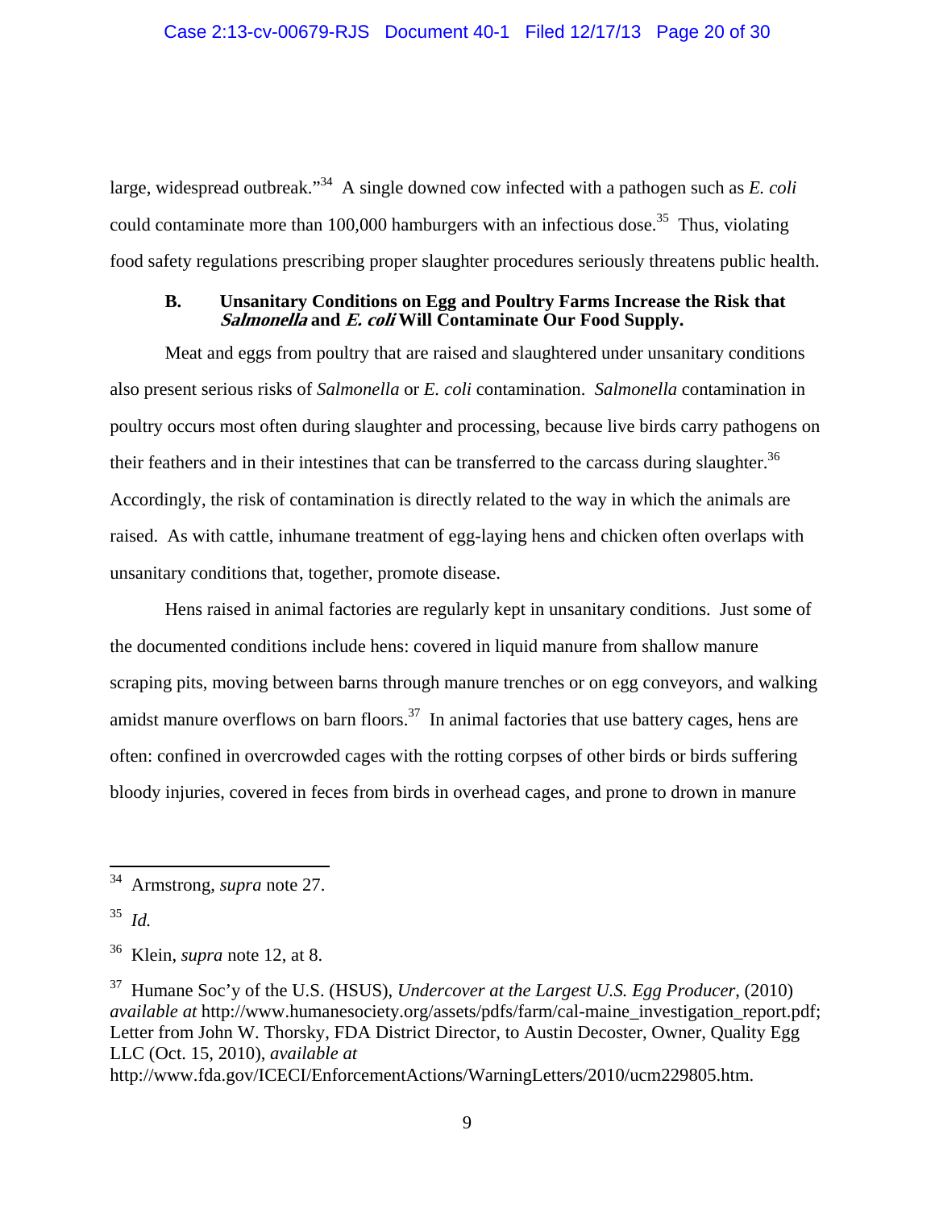large, widespread outbreak."[34] A single downed cow infected with a pathogen such as *E. coli* could contaminate more than 100,000 hamburgers with an infectious dose.[35] Thus, violating food safety regulations prescribing proper slaughter procedures seriously threatens public health.

### B. Unsanitary Conditions on Egg and Poultry Farms Increase the Risk that *Salmonella* and *E. coli* Will Contaminate Our Food Supply.

Meat and eggs from poultry that are raised and slaughtered under unsanitary conditions also present serious risks of *Salmonella* or *E. coli* contamination. *Salmonella* contamination in poultry occurs most often during slaughter and processing, because live birds carry pathogens on their feathers and in their intestines that can be transferred to the carcass during slaughter.[36] Accordingly, the risk of contamination is directly related to the way in which the animals are raised. As with cattle, inhumane treatment of egg-laying hens and chicken often overlaps with unsanitary conditions that, together, promote disease.

Hens raised in animal factories are regularly kept in unsanitary conditions. Just some of the documented conditions include hens: covered in liquid manure from shallow manure scraping pits, moving between barns through manure trenches or on egg conveyors, and walking amidst manure overflows on barn floors.[37] In animal factories that use battery cages, hens are often: confined in overcrowded cages with the rotting corpses of other birds or birds suffering bloody injuries, covered in feces from birds in overhead cages, and prone to drown in manure

---

[34] Armstrong, *supra* note 27.

[35] *Id.*

[36] Klein, *supra* note 12, at 8.

[37] Humane Soc'y of the U.S. (HSUS), *Undercover at the Largest U.S. Egg Producer*, (2010) *available at* http://www.humanesociety.org/assets/pdfs/farm/cal-maine_investigation_report.pdf; Letter from John W. Thorsky, FDA District Director, to Austin Decoster, Owner, Quality Egg LLC (Oct. 15, 2010), *available at* http://www.fda.gov/ICECI/EnforcementActions/WarningLetters/2010/ucm229805.htm.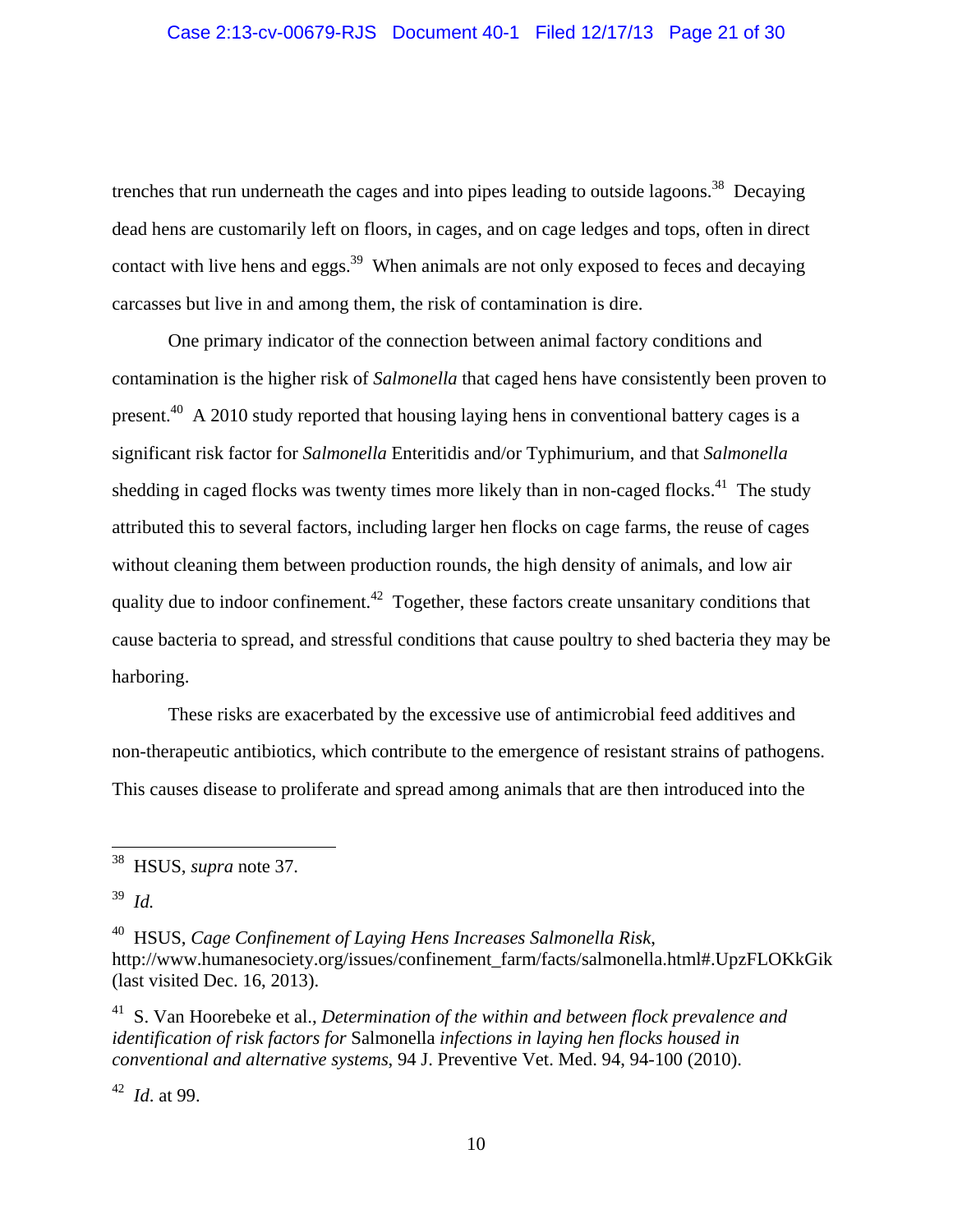trenches that run underneath the cages and into pipes leading to outside lagoons.[38] Decaying dead hens are customarily left on floors, in cages, and on cage ledges and tops, often in direct contact with live hens and eggs.[39] When animals are not only exposed to feces and decaying carcasses but live in and among them, the risk of contamination is dire.

One primary indicator of the connection between animal factory conditions and contamination is the higher risk of *Salmonella* that caged hens have consistently been proven to present.[40] A 2010 study reported that housing laying hens in conventional battery cages is a significant risk factor for *Salmonella* Enteritidis and/or Typhimurium, and that *Salmonella* shedding in caged flocks was twenty times more likely than in non-caged flocks.[41] The study attributed this to several factors, including larger hen flocks on cage farms, the reuse of cages without cleaning them between production rounds, the high density of animals, and low air quality due to indoor confinement.[42] Together, these factors create unsanitary conditions that cause bacteria to spread, and stressful conditions that cause poultry to shed bacteria they may be harboring.

These risks are exacerbated by the excessive use of antimicrobial feed additives and non-therapeutic antibiotics, which contribute to the emergence of resistant strains of pathogens. This causes disease to proliferate and spread among animals that are then introduced into the

---

[38] HSUS, *supra* note 37.

[39] *Id.*

[40] HSUS, *Cage Confinement of Laying Hens Increases Salmonella Risk*, http://www.humanesociety.org/issues/confinement_farm/facts/salmonella.html#.UpzFLOKkGik (last visited Dec. 16, 2013).

[41] S. Van Hoorebeke et al., *Determination of the within and between flock prevalence and identification of risk factors for* Salmonella *infections in laying hen flocks housed in conventional and alternative systems*, 94 J. Preventive Vet. Med. 94, 94-100 (2010).

[42] *Id.* at 99.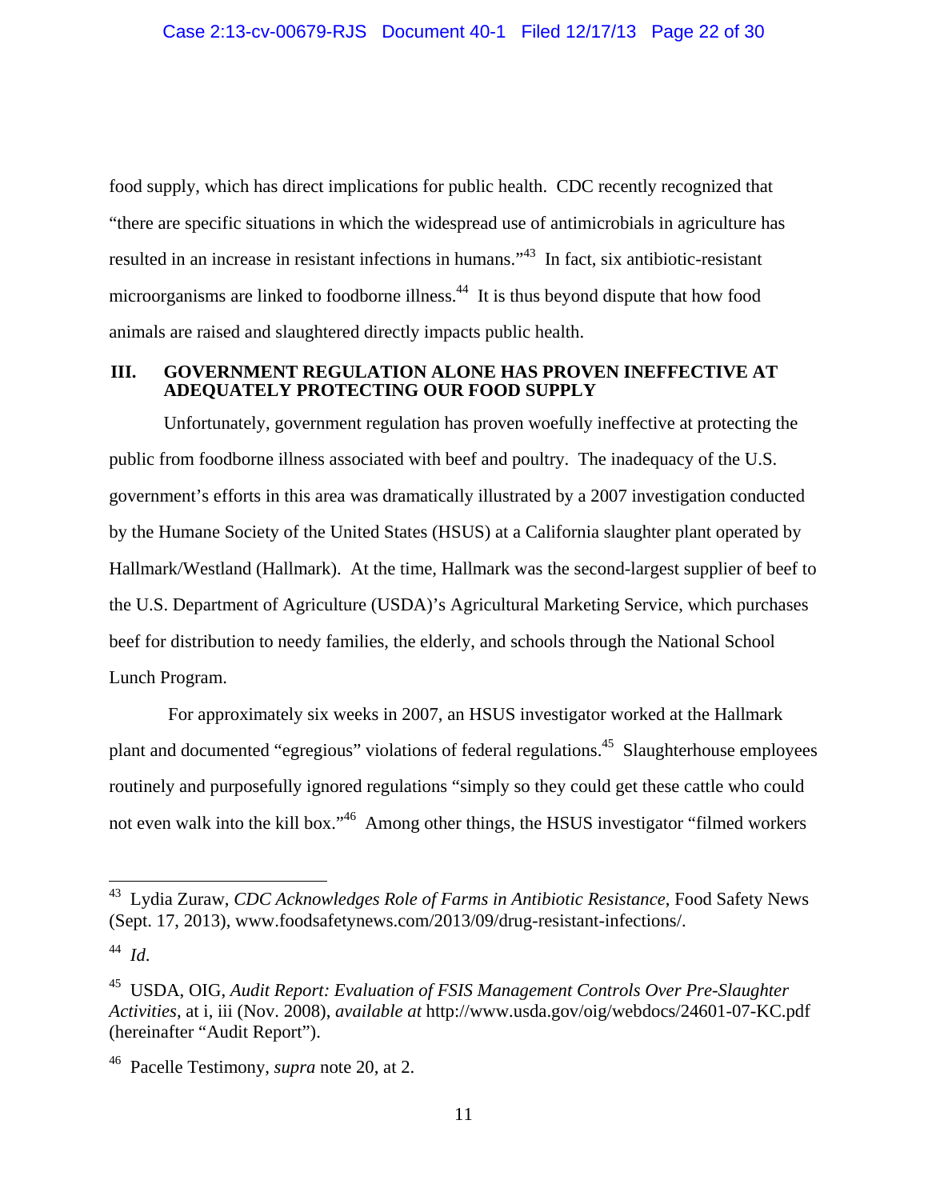food supply, which has direct implications for public health. CDC recently recognized that "there are specific situations in which the widespread use of antimicrobials in agriculture has resulted in an increase in resistant infections in humans."[43] In fact, six antibiotic-resistant microorganisms are linked to foodborne illness.[44] It is thus beyond dispute that how food animals are raised and slaughtered directly impacts public health.

## III. GOVERNMENT REGULATION ALONE HAS PROVEN INEFFECTIVE AT ADEQUATELY PROTECTING OUR FOOD SUPPLY

Unfortunately, government regulation has proven woefully ineffective at protecting the public from foodborne illness associated with beef and poultry. The inadequacy of the U.S. government's efforts in this area was dramatically illustrated by a 2007 investigation conducted by the Humane Society of the United States (HSUS) at a California slaughter plant operated by Hallmark/Westland (Hallmark). At the time, Hallmark was the second-largest supplier of beef to the U.S. Department of Agriculture (USDA)'s Agricultural Marketing Service, which purchases beef for distribution to needy families, the elderly, and schools through the National School Lunch Program.

For approximately six weeks in 2007, an HSUS investigator worked at the Hallmark plant and documented "egregious" violations of federal regulations.[45] Slaughterhouse employees routinely and purposefully ignored regulations "simply so they could get these cattle who could not even walk into the kill box."[46] Among other things, the HSUS investigator "filmed workers

---

[43] Lydia Zuraw, *CDC Acknowledges Role of Farms in Antibiotic Resistance*, Food Safety News (Sept. 17, 2013), www.foodsafetynews.com/2013/09/drug-resistant-infections/.

[44] *Id*.

[45] USDA, OIG, *Audit Report: Evaluation of FSIS Management Controls Over Pre-Slaughter Activities*, at i, iii (Nov. 2008), *available at* http://www.usda.gov/oig/webdocs/24601-07-KC.pdf (hereinafter "Audit Report").

[46] Pacelle Testimony, *supra* note 20, at 2.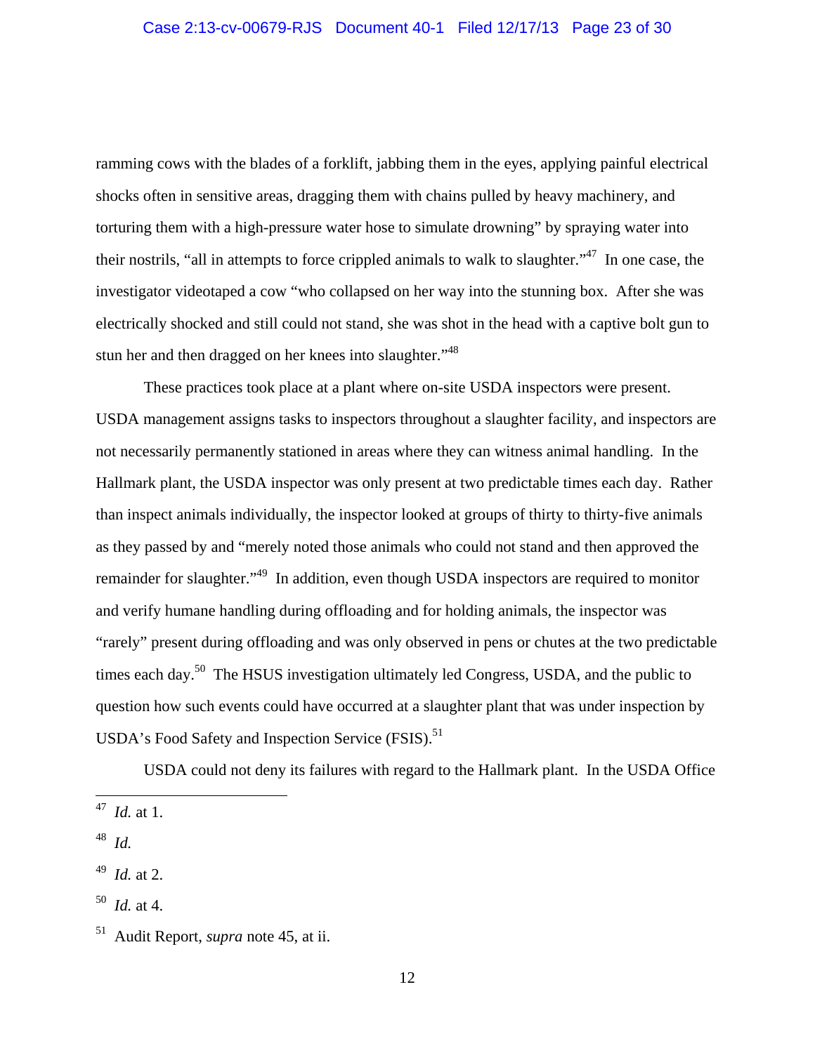ramming cows with the blades of a forklift, jabbing them in the eyes, applying painful electrical shocks often in sensitive areas, dragging them with chains pulled by heavy machinery, and torturing them with a high-pressure water hose to simulate drowning" by spraying water into their nostrils, "all in attempts to force crippled animals to walk to slaughter."[47] In one case, the investigator videotaped a cow "who collapsed on her way into the stunning box. After she was electrically shocked and still could not stand, she was shot in the head with a captive bolt gun to stun her and then dragged on her knees into slaughter."[48]

These practices took place at a plant where on-site USDA inspectors were present. USDA management assigns tasks to inspectors throughout a slaughter facility, and inspectors are not necessarily permanently stationed in areas where they can witness animal handling. In the Hallmark plant, the USDA inspector was only present at two predictable times each day. Rather than inspect animals individually, the inspector looked at groups of thirty to thirty-five animals as they passed by and "merely noted those animals who could not stand and then approved the remainder for slaughter."[49] In addition, even though USDA inspectors are required to monitor and verify humane handling during offloading and for holding animals, the inspector was "rarely" present during offloading and was only observed in pens or chutes at the two predictable times each day.[50] The HSUS investigation ultimately led Congress, USDA, and the public to question how such events could have occurred at a slaughter plant that was under inspection by USDA's Food Safety and Inspection Service (FSIS).[51]

USDA could not deny its failures with regard to the Hallmark plant. In the USDA Office

---

[47] *Id.* at 1.

[48] *Id.*

[49] *Id.* at 2.

[50] *Id.* at 4.

[51] Audit Report, *supra* note 45, at ii.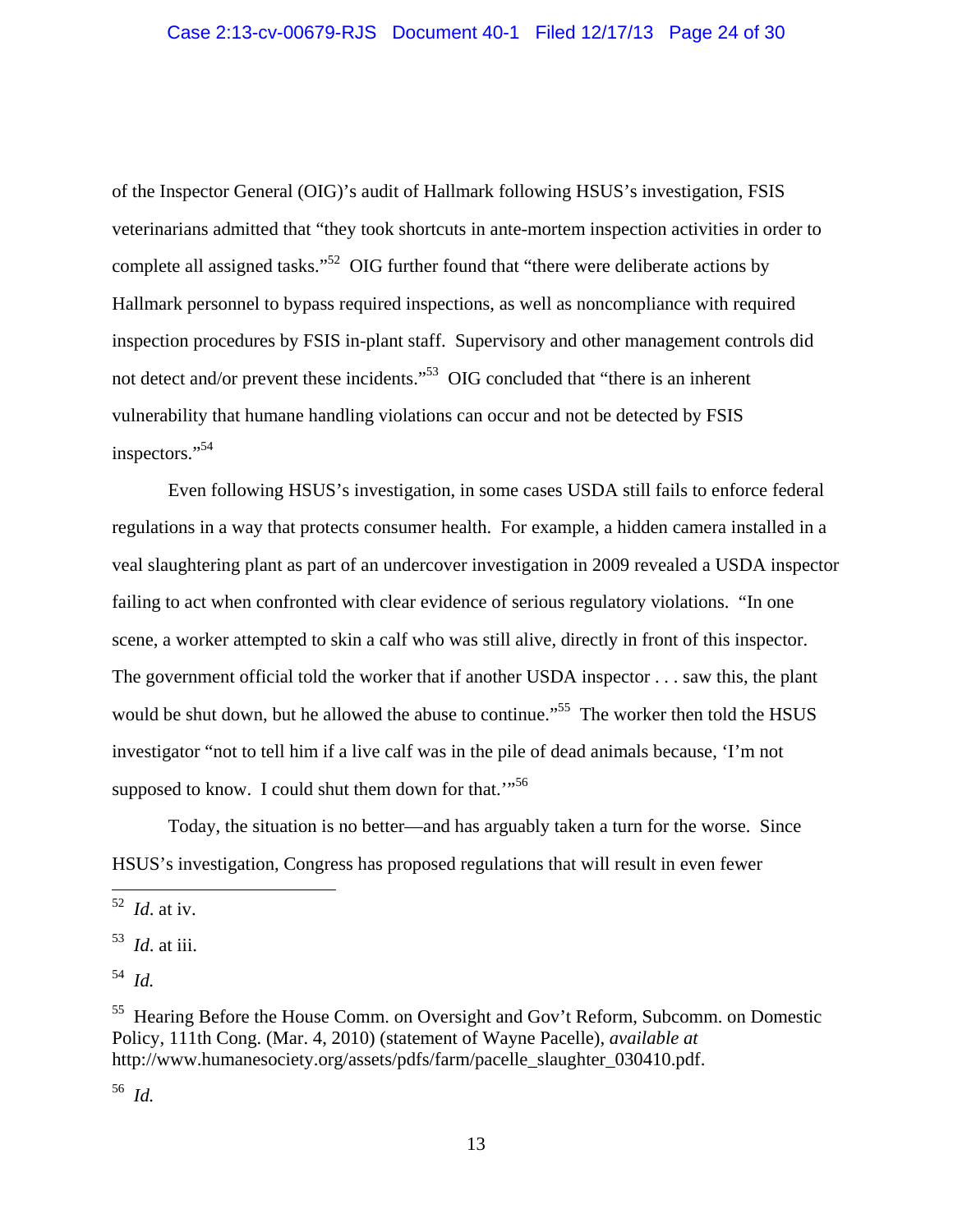of the Inspector General (OIG)'s audit of Hallmark following HSUS's investigation, FSIS veterinarians admitted that "they took shortcuts in ante-mortem inspection activities in order to complete all assigned tasks."[52] OIG further found that "there were deliberate actions by Hallmark personnel to bypass required inspections, as well as noncompliance with required inspection procedures by FSIS in-plant staff. Supervisory and other management controls did not detect and/or prevent these incidents."[53] OIG concluded that "there is an inherent vulnerability that humane handling violations can occur and not be detected by FSIS inspectors."[54]

Even following HSUS's investigation, in some cases USDA still fails to enforce federal regulations in a way that protects consumer health. For example, a hidden camera installed in a veal slaughtering plant as part of an undercover investigation in 2009 revealed a USDA inspector failing to act when confronted with clear evidence of serious regulatory violations. "In one scene, a worker attempted to skin a calf who was still alive, directly in front of this inspector. The government official told the worker that if another USDA inspector . . . saw this, the plant would be shut down, but he allowed the abuse to continue."[55] The worker then told the HSUS investigator "not to tell him if a live calf was in the pile of dead animals because, 'I'm not supposed to know. I could shut them down for that.'"[56]

Today, the situation is no better—and has arguably taken a turn for the worse. Since HSUS's investigation, Congress has proposed regulations that will result in even fewer

---

[52] *Id.* at iv.

[53] *Id.* at iii.

[54] *Id.*

[55] Hearing Before the House Comm. on Oversight and Gov't Reform, Subcomm. on Domestic Policy, 111th Cong. (Mar. 4, 2010) (statement of Wayne Pacelle), *available at* http://www.humanesociety.org/assets/pdfs/farm/pacelle_slaughter_030410.pdf.

[56] *Id.*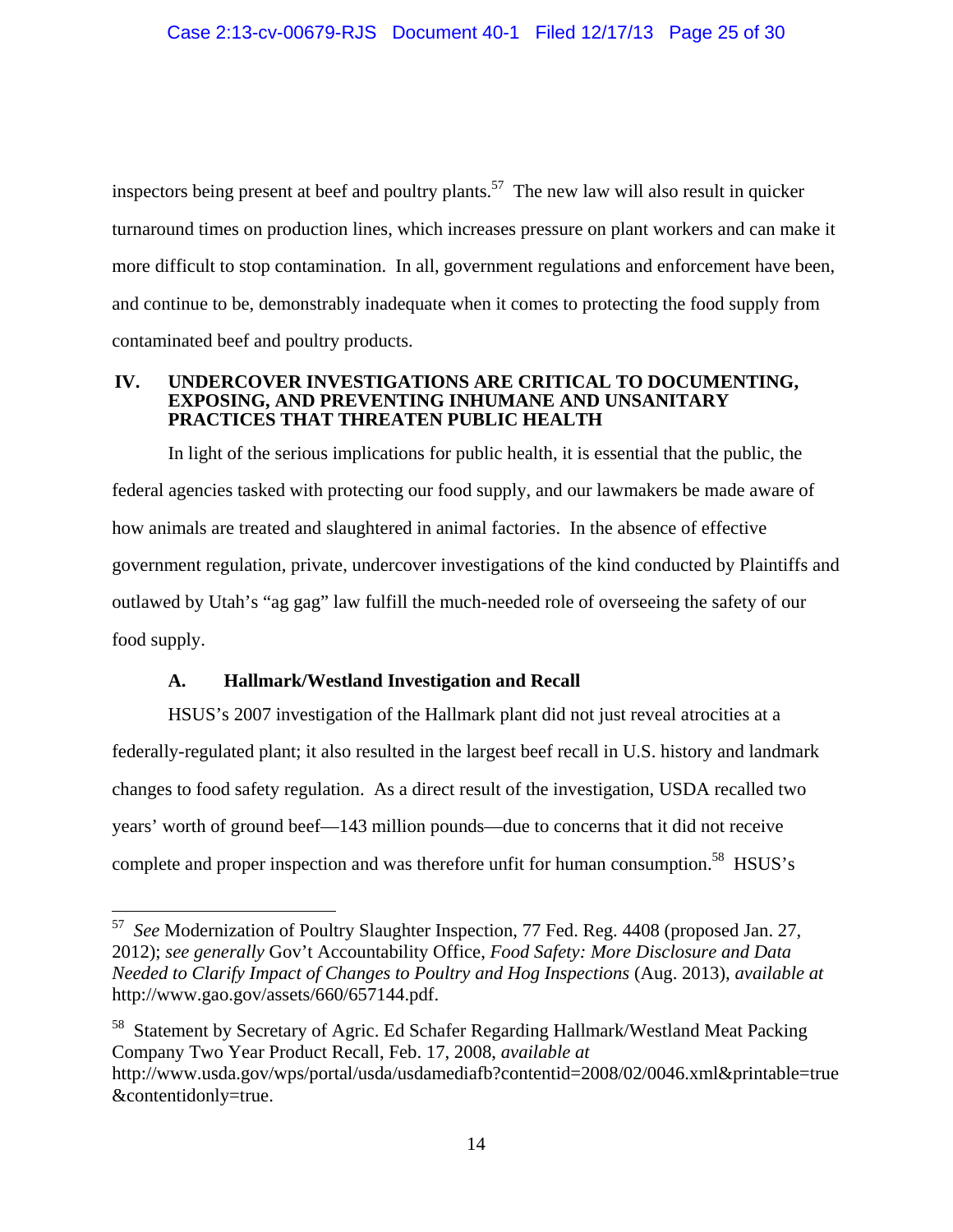inspectors being present at beef and poultry plants.[57] The new law will also result in quicker turnaround times on production lines, which increases pressure on plant workers and can make it more difficult to stop contamination. In all, government regulations and enforcement have been, and continue to be, demonstrably inadequate when it comes to protecting the food supply from contaminated beef and poultry products.

## IV. UNDERCOVER INVESTIGATIONS ARE CRITICAL TO DOCUMENTING, EXPOSING, AND PREVENTING INHUMANE AND UNSANITARY PRACTICES THAT THREATEN PUBLIC HEALTH

In light of the serious implications for public health, it is essential that the public, the federal agencies tasked with protecting our food supply, and our lawmakers be made aware of how animals are treated and slaughtered in animal factories. In the absence of effective government regulation, private, undercover investigations of the kind conducted by Plaintiffs and outlawed by Utah's "ag gag" law fulfill the much-needed role of overseeing the safety of our food supply.

### A. Hallmark/Westland Investigation and Recall

HSUS's 2007 investigation of the Hallmark plant did not just reveal atrocities at a federally-regulated plant; it also resulted in the largest beef recall in U.S. history and landmark changes to food safety regulation. As a direct result of the investigation, USDA recalled two years' worth of ground beef—143 million pounds—due to concerns that it did not receive complete and proper inspection and was therefore unfit for human consumption.[58] HSUS's

---

[57] *See* Modernization of Poultry Slaughter Inspection, 77 Fed. Reg. 4408 (proposed Jan. 27, 2012); *see generally* Gov't Accountability Office, *Food Safety: More Disclosure and Data Needed to Clarify Impact of Changes to Poultry and Hog Inspections* (Aug. 2013), *available at* http://www.gao.gov/assets/660/657144.pdf.

[58] Statement by Secretary of Agric. Ed Schafer Regarding Hallmark/Westland Meat Packing Company Two Year Product Recall, Feb. 17, 2008, *available at* http://www.usda.gov/wps/portal/usda/usdamediafb?contentid=2008/02/0046.xml&printable=true&contentidonly=true.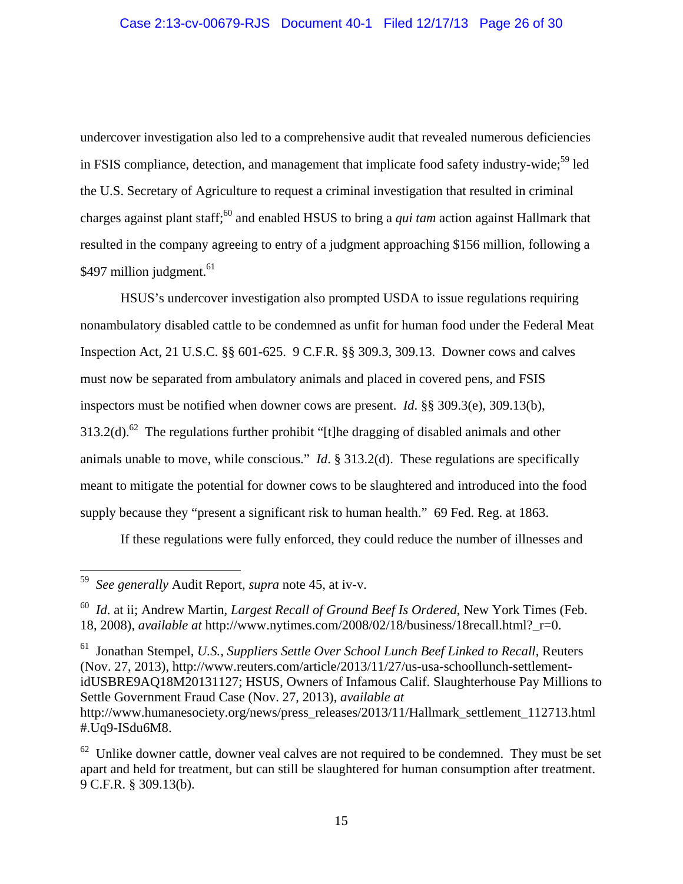undercover investigation also led to a comprehensive audit that revealed numerous deficiencies in FSIS compliance, detection, and management that implicate food safety industry-wide;[59] led the U.S. Secretary of Agriculture to request a criminal investigation that resulted in criminal charges against plant staff;[60] and enabled HSUS to bring a *qui tam* action against Hallmark that resulted in the company agreeing to entry of a judgment approaching $156 million, following a $497 million judgment.[61]

HSUS's undercover investigation also prompted USDA to issue regulations requiring nonambulatory disabled cattle to be condemned as unfit for human food under the Federal Meat Inspection Act, 21 U.S.C. §§ 601-625. 9 C.F.R. §§ 309.3, 309.13. Downer cows and calves must now be separated from ambulatory animals and placed in covered pens, and FSIS inspectors must be notified when downer cows are present. *Id*. §§ 309.3(e), 309.13(b), 313.2(d).[62] The regulations further prohibit "[t]he dragging of disabled animals and other animals unable to move, while conscious." *Id*. § 313.2(d). These regulations are specifically meant to mitigate the potential for downer cows to be slaughtered and introduced into the food supply because they "present a significant risk to human health." 69 Fed. Reg. at 1863.

If these regulations were fully enforced, they could reduce the number of illnesses and

---

[59] *See generally* Audit Report, *supra* note 45, at iv-v.

[60] *Id*. at ii; Andrew Martin, *Largest Recall of Ground Beef Is Ordered*, New York Times (Feb. 18, 2008), *available at* http://www.nytimes.com/2008/02/18/business/18recall.html?_r=0.

[61] Jonathan Stempel, *U.S., Suppliers Settle Over School Lunch Beef Linked to Recall*, Reuters (Nov. 27, 2013), http://www.reuters.com/article/2013/11/27/us-usa-schoollunch-settlement-idUSBRE9AQ18M20131127; HSUS, Owners of Infamous Calif. Slaughterhouse Pay Millions to Settle Government Fraud Case (Nov. 27, 2013), *available at* http://www.humanesociety.org/news/press_releases/2013/11/Hallmark_settlement_112713.html#.Uq9-ISdu6M8.

[62] Unlike downer cattle, downer veal calves are not required to be condemned. They must be set apart and held for treatment, but can still be slaughtered for human consumption after treatment. 9 C.F.R. § 309.13(b).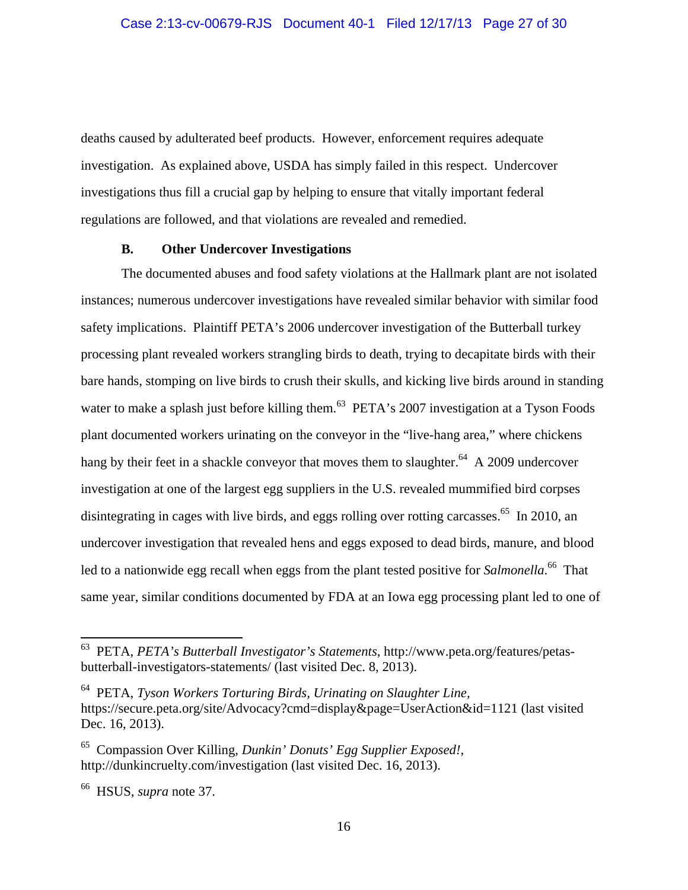deaths caused by adulterated beef products. However, enforcement requires adequate investigation. As explained above, USDA has simply failed in this respect. Undercover investigations thus fill a crucial gap by helping to ensure that vitally important federal regulations are followed, and that violations are revealed and remedied.

### B. Other Undercover Investigations

The documented abuses and food safety violations at the Hallmark plant are not isolated instances; numerous undercover investigations have revealed similar behavior with similar food safety implications. Plaintiff PETA's 2006 undercover investigation of the Butterball turkey processing plant revealed workers strangling birds to death, trying to decapitate birds with their bare hands, stomping on live birds to crush their skulls, and kicking live birds around in standing water to make a splash just before killing them.[63] PETA's 2007 investigation at a Tyson Foods plant documented workers urinating on the conveyor in the "live-hang area," where chickens hang by their feet in a shackle conveyor that moves them to slaughter.[64] A 2009 undercover investigation at one of the largest egg suppliers in the U.S. revealed mummified bird corpses disintegrating in cages with live birds, and eggs rolling over rotting carcasses.[65] In 2010, an undercover investigation that revealed hens and eggs exposed to dead birds, manure, and blood led to a nationwide egg recall when eggs from the plant tested positive for *Salmonella*.[66] That same year, similar conditions documented by FDA at an Iowa egg processing plant led to one of

---

[63] PETA, *PETA's Butterball Investigator's Statements*, http://www.peta.org/features/petas-butterball-investigators-statements/ (last visited Dec. 8, 2013).

[64] PETA, *Tyson Workers Torturing Birds, Urinating on Slaughter Line*, https://secure.peta.org/site/Advocacy?cmd=display&page=UserAction&id=1121 (last visited Dec. 16, 2013).

[65] Compassion Over Killing, *Dunkin' Donuts' Egg Supplier Exposed!*, http://dunkincruelty.com/investigation (last visited Dec. 16, 2013).

[66] HSUS, *supra* note 37.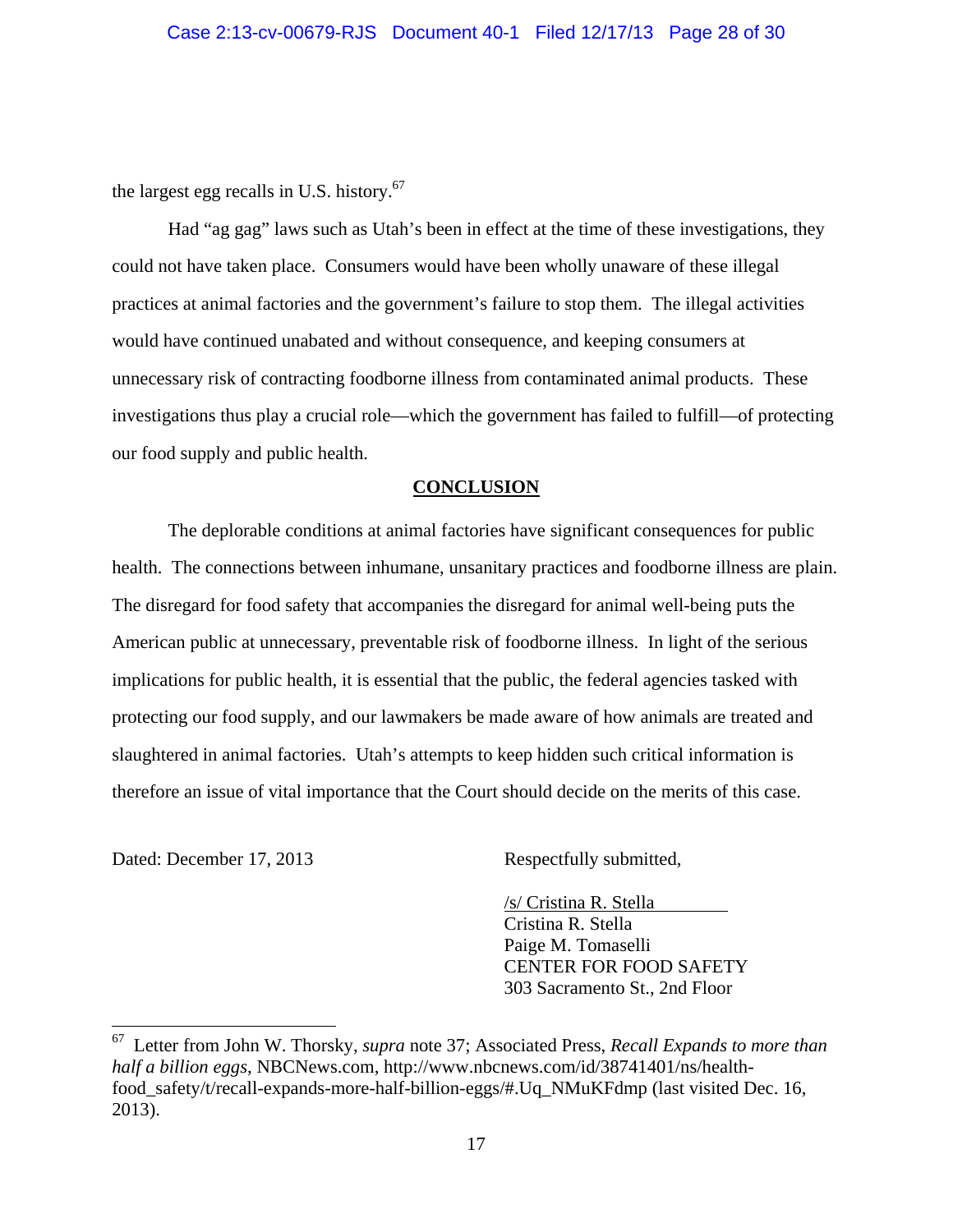the largest egg recalls in U.S. history.[67]

Had "ag gag" laws such as Utah's been in effect at the time of these investigations, they could not have taken place. Consumers would have been wholly unaware of these illegal practices at animal factories and the government's failure to stop them. The illegal activities would have continued unabated and without consequence, and keeping consumers at unnecessary risk of contracting foodborne illness from contaminated animal products. These investigations thus play a crucial role—which the government has failed to fulfill—of protecting our food supply and public health.

## **CONCLUSION**

The deplorable conditions at animal factories have significant consequences for public health. The connections between inhumane, unsanitary practices and foodborne illness are plain. The disregard for food safety that accompanies the disregard for animal well-being puts the American public at unnecessary, preventable risk of foodborne illness. In light of the serious implications for public health, it is essential that the public, the federal agencies tasked with protecting our food supply, and our lawmakers be made aware of how animals are treated and slaughtered in animal factories. Utah's attempts to keep hidden such critical information is therefore an issue of vital importance that the Court should decide on the merits of this case.

Dated: December 17, 2013

Respectfully submitted,

/s/ Cristina R. Stella
Cristina R. Stella
Paige M. Tomaselli
CENTER FOR FOOD SAFETY
303 Sacramento St., 2nd Floor

---

[67] Letter from John W. Thorsky, *supra* note 37; Associated Press, *Recall Expands to more than half a billion eggs*, NBCNews.com, http://www.nbcnews.com/id/38741401/ns/health-food_safety/t/recall-expands-more-half-billion-eggs/#.Uq_NMuKFdmp (last visited Dec. 16, 2013).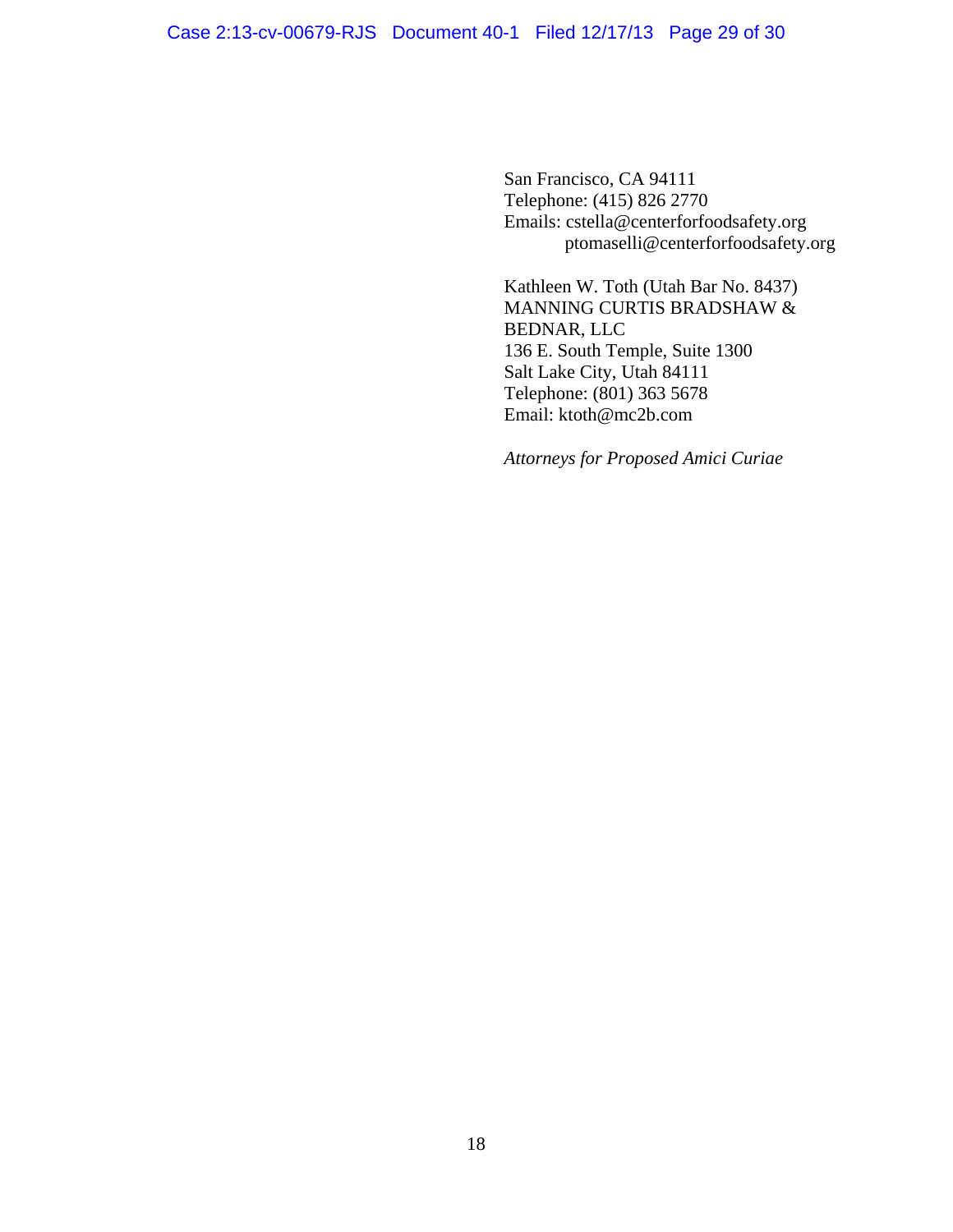San Francisco, CA 94111
Telephone: (415) 826 2770
Emails: cstella@centerforfoodsafety.org
ptomaselli@centerforfoodsafety.org

Kathleen W. Toth (Utah Bar No. 8437)
MANNING CURTIS BRADSHAW &
BEDNAR, LLC
136 E. South Temple, Suite 1300
Salt Lake City, Utah 84111
Telephone: (801) 363 5678
Email: ktoth@mc2b.com

*Attorneys for Proposed Amici Curiae*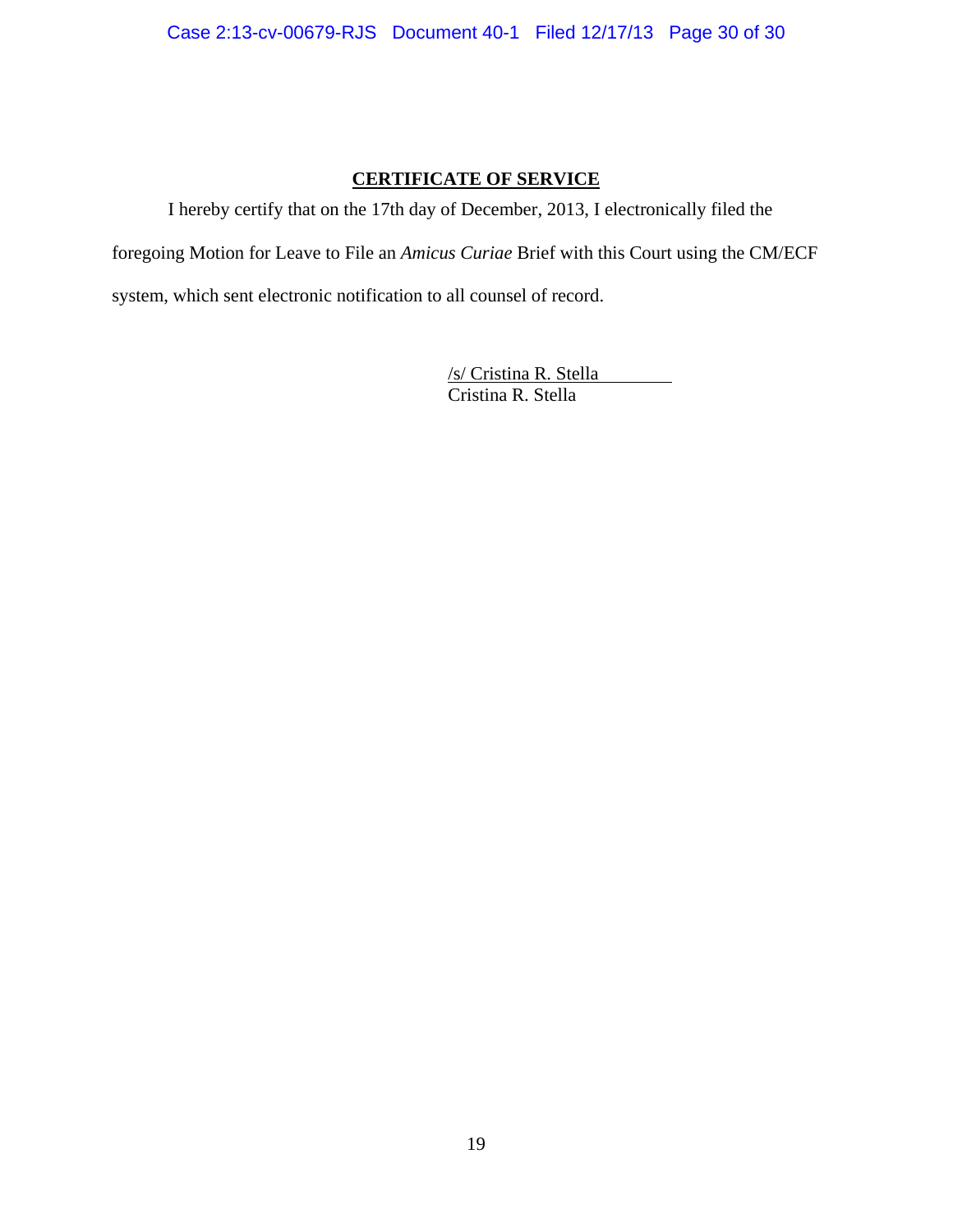## CERTIFICATE OF SERVICE

I hereby certify that on the 17th day of December, 2013, I electronically filed the foregoing Motion for Leave to File an *Amicus Curiae* Brief with this Court using the CM/ECF system, which sent electronic notification to all counsel of record.

/s/ Cristina R. Stella
Cristina R. Stella